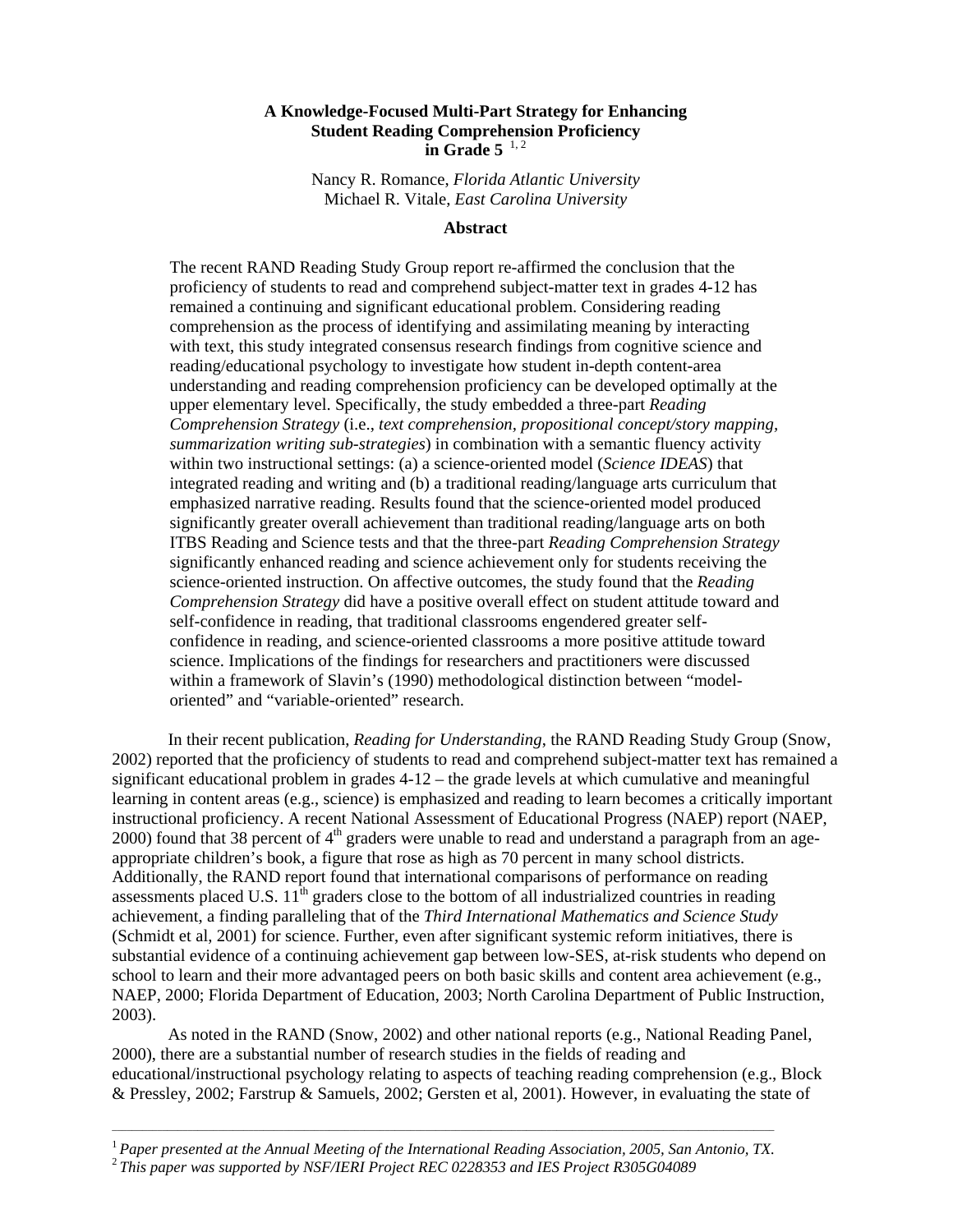# A Knowledge-Focused Multi-Part Strategy for Enhancing Student Reading Comprehension Proficiency in Grade 5 [1, 2]

Nancy R. Romance, *Florida Atlantic University*
Michael R. Vitale, *East Carolina University*

## Abstract

The recent RAND Reading Study Group report re-affirmed the conclusion that the proficiency of students to read and comprehend subject-matter text in grades 4-12 has remained a continuing and significant educational problem. Considering reading comprehension as the process of identifying and assimilating meaning by interacting with text, this study integrated consensus research findings from cognitive science and reading/educational psychology to investigate how student in-depth content-area understanding and reading comprehension proficiency can be developed optimally at the upper elementary level. Specifically, the study embedded a three-part *Reading Comprehension Strategy* (i.e., *text comprehension, propositional concept/story mapping, summarization writing sub-strategies*) in combination with a semantic fluency activity within two instructional settings: (a) a science-oriented model (*Science IDEAS*) that integrated reading and writing and (b) a traditional reading/language arts curriculum that emphasized narrative reading. Results found that the science-oriented model produced significantly greater overall achievement than traditional reading/language arts on both ITBS Reading and Science tests and that the three-part *Reading Comprehension Strategy* significantly enhanced reading and science achievement only for students receiving the science-oriented instruction. On affective outcomes, the study found that the *Reading Comprehension Strategy* did have a positive overall effect on student attitude toward and self-confidence in reading, that traditional classrooms engendered greater self-confidence in reading, and science-oriented classrooms a more positive attitude toward science. Implications of the findings for researchers and practitioners were discussed within a framework of Slavin's (1990) methodological distinction between "model-oriented" and "variable-oriented" research.

In their recent publication, *Reading for Understanding*, the RAND Reading Study Group (Snow, 2002) reported that the proficiency of students to read and comprehend subject-matter text has remained a significant educational problem in grades 4-12 – the grade levels at which cumulative and meaningful learning in content areas (e.g., science) is emphasized and reading to learn becomes a critically important instructional proficiency. A recent National Assessment of Educational Progress (NAEP) report (NAEP, 2000) found that 38 percent of 4th graders were unable to read and understand a paragraph from an age-appropriate children's book, a figure that rose as high as 70 percent in many school districts. Additionally, the RAND report found that international comparisons of performance on reading assessments placed U.S. 11th graders close to the bottom of all industrialized countries in reading achievement, a finding paralleling that of the *Third International Mathematics and Science Study* (Schmidt et al, 2001) for science. Further, even after significant systemic reform initiatives, there is substantial evidence of a continuing achievement gap between low-SES, at-risk students who depend on school to learn and their more advantaged peers on both basic skills and content area achievement (e.g., NAEP, 2000; Florida Department of Education, 2003; North Carolina Department of Public Instruction, 2003).

As noted in the RAND (Snow, 2002) and other national reports (e.g., National Reading Panel, 2000), there are a substantial number of research studies in the fields of reading and educational/instructional psychology relating to aspects of teaching reading comprehension (e.g., Block & Pressley, 2002; Farstrup & Samuels, 2002; Gersten et al, 2001). However, in evaluating the state of

---

[1] *Paper presented at the Annual Meeting of the International Reading Association, 2005, San Antonio, TX.*
[2] *This paper was supported by NSF/IERI Project REC 0228353 and IES Project R305G04089*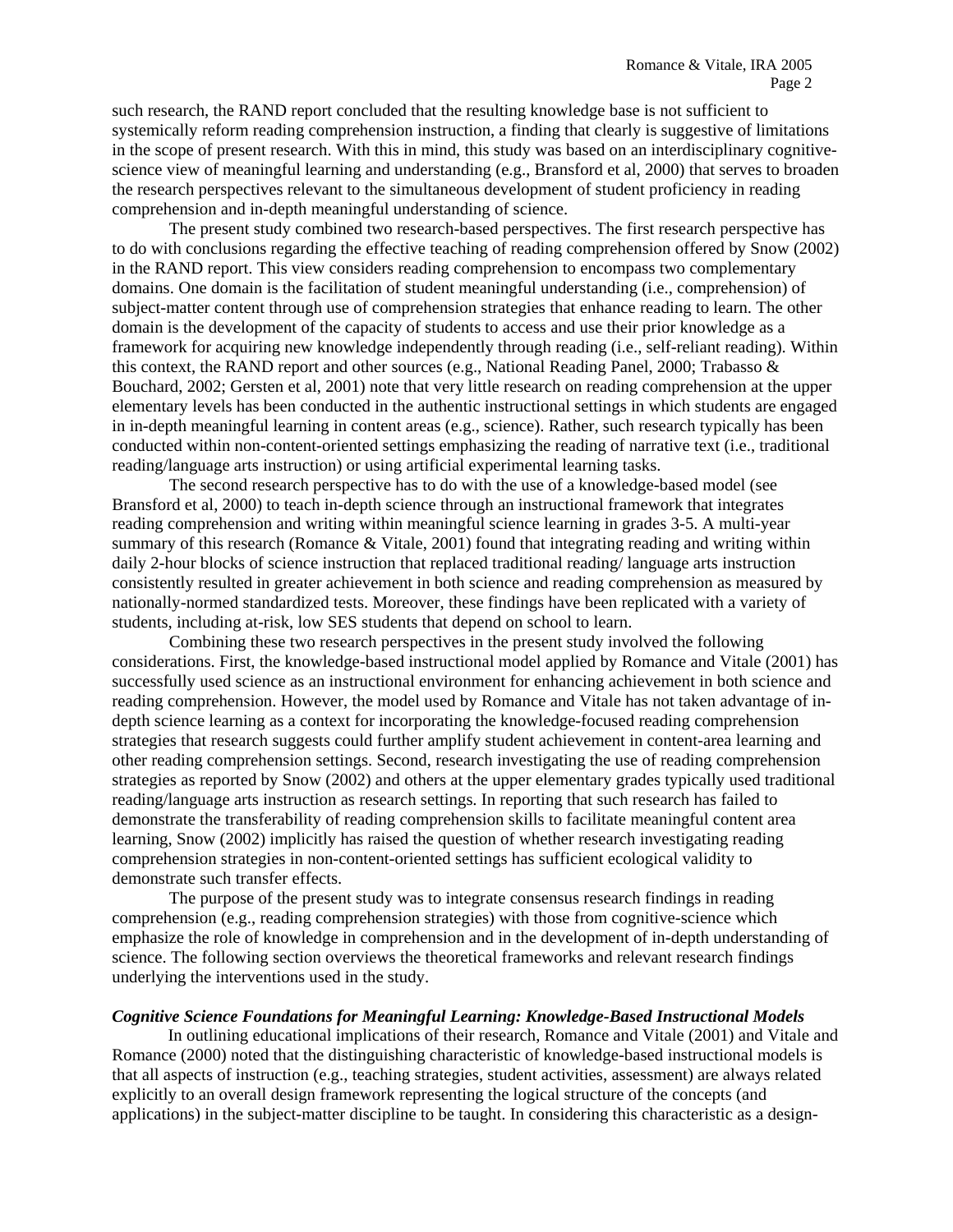such research, the RAND report concluded that the resulting knowledge base is not sufficient to systemically reform reading comprehension instruction, a finding that clearly is suggestive of limitations in the scope of present research. With this in mind, this study was based on an interdisciplinary cognitive-science view of meaningful learning and understanding (e.g., Bransford et al, 2000) that serves to broaden the research perspectives relevant to the simultaneous development of student proficiency in reading comprehension and in-depth meaningful understanding of science.

The present study combined two research-based perspectives. The first research perspective has to do with conclusions regarding the effective teaching of reading comprehension offered by Snow (2002) in the RAND report. This view considers reading comprehension to encompass two complementary domains. One domain is the facilitation of student meaningful understanding (i.e., comprehension) of subject-matter content through use of comprehension strategies that enhance reading to learn. The other domain is the development of the capacity of students to access and use their prior knowledge as a framework for acquiring new knowledge independently through reading (i.e., self-reliant reading). Within this context, the RAND report and other sources (e.g., National Reading Panel, 2000; Trabasso & Bouchard, 2002; Gersten et al, 2001) note that very little research on reading comprehension at the upper elementary levels has been conducted in the authentic instructional settings in which students are engaged in in-depth meaningful learning in content areas (e.g., science). Rather, such research typically has been conducted within non-content-oriented settings emphasizing the reading of narrative text (i.e., traditional reading/language arts instruction) or using artificial experimental learning tasks.

The second research perspective has to do with the use of a knowledge-based model (see Bransford et al, 2000) to teach in-depth science through an instructional framework that integrates reading comprehension and writing within meaningful science learning in grades 3-5. A multi-year summary of this research (Romance & Vitale, 2001) found that integrating reading and writing within daily 2-hour blocks of science instruction that replaced traditional reading/ language arts instruction consistently resulted in greater achievement in both science and reading comprehension as measured by nationally-normed standardized tests. Moreover, these findings have been replicated with a variety of students, including at-risk, low SES students that depend on school to learn.

Combining these two research perspectives in the present study involved the following considerations. First, the knowledge-based instructional model applied by Romance and Vitale (2001) has successfully used science as an instructional environment for enhancing achievement in both science and reading comprehension. However, the model used by Romance and Vitale has not taken advantage of in-depth science learning as a context for incorporating the knowledge-focused reading comprehension strategies that research suggests could further amplify student achievement in content-area learning and other reading comprehension settings. Second, research investigating the use of reading comprehension strategies as reported by Snow (2002) and others at the upper elementary grades typically used traditional reading/language arts instruction as research settings. In reporting that such research has failed to demonstrate the transferability of reading comprehension skills to facilitate meaningful content area learning, Snow (2002) implicitly has raised the question of whether research investigating reading comprehension strategies in non-content-oriented settings has sufficient ecological validity to demonstrate such transfer effects.

The purpose of the present study was to integrate consensus research findings in reading comprehension (e.g., reading comprehension strategies) with those from cognitive-science which emphasize the role of knowledge in comprehension and in the development of in-depth understanding of science. The following section overviews the theoretical frameworks and relevant research findings underlying the interventions used in the study.

### *Cognitive Science Foundations for Meaningful Learning: Knowledge-Based Instructional Models*

In outlining educational implications of their research, Romance and Vitale (2001) and Vitale and Romance (2000) noted that the distinguishing characteristic of knowledge-based instructional models is that all aspects of instruction (e.g., teaching strategies, student activities, assessment) are always related explicitly to an overall design framework representing the logical structure of the concepts (and applications) in the subject-matter discipline to be taught. In considering this characteristic as a design-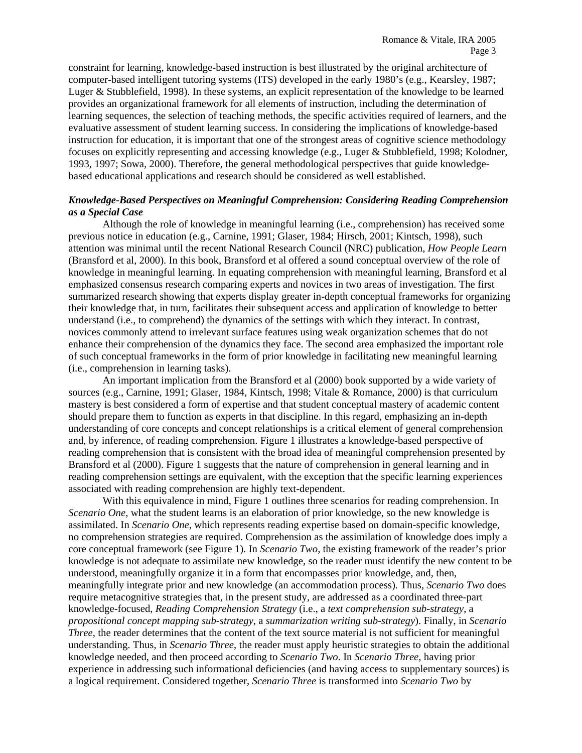constraint for learning, knowledge-based instruction is best illustrated by the original architecture of computer-based intelligent tutoring systems (ITS) developed in the early 1980's (e.g., Kearsley, 1987; Luger & Stubblefield, 1998). In these systems, an explicit representation of the knowledge to be learned provides an organizational framework for all elements of instruction, including the determination of learning sequences, the selection of teaching methods, the specific activities required of learners, and the evaluative assessment of student learning success. In considering the implications of knowledge-based instruction for education, it is important that one of the strongest areas of cognitive science methodology focuses on explicitly representing and accessing knowledge (e.g., Luger & Stubblefield, 1998; Kolodner, 1993, 1997; Sowa, 2000). Therefore, the general methodological perspectives that guide knowledge-based educational applications and research should be considered as well established.

***Knowledge-Based Perspectives on Meaningful Comprehension: Considering Reading Comprehension as a Special Case***

Although the role of knowledge in meaningful learning (i.e., comprehension) has received some previous notice in education (e.g., Carnine, 1991; Glaser, 1984; Hirsch, 2001; Kintsch, 1998), such attention was minimal until the recent National Research Council (NRC) publication, *How People Learn* (Bransford et al, 2000). In this book, Bransford et al offered a sound conceptual overview of the role of knowledge in meaningful learning. In equating comprehension with meaningful learning, Bransford et al emphasized consensus research comparing experts and novices in two areas of investigation. The first summarized research showing that experts display greater in-depth conceptual frameworks for organizing their knowledge that, in turn, facilitates their subsequent access and application of knowledge to better understand (i.e., to comprehend) the dynamics of the settings with which they interact. In contrast, novices commonly attend to irrelevant surface features using weak organization schemes that do not enhance their comprehension of the dynamics they face. The second area emphasized the important role of such conceptual frameworks in the form of prior knowledge in facilitating new meaningful learning (i.e., comprehension in learning tasks).

An important implication from the Bransford et al (2000) book supported by a wide variety of sources (e.g., Carnine, 1991; Glaser, 1984, Kintsch, 1998; Vitale & Romance, 2000) is that curriculum mastery is best considered a form of expertise and that student conceptual mastery of academic content should prepare them to function as experts in that discipline. In this regard, emphasizing an in-depth understanding of core concepts and concept relationships is a critical element of general comprehension and, by inference, of reading comprehension. Figure 1 illustrates a knowledge-based perspective of reading comprehension that is consistent with the broad idea of meaningful comprehension presented by Bransford et al (2000). Figure 1 suggests that the nature of comprehension in general learning and in reading comprehension settings are equivalent, with the exception that the specific learning experiences associated with reading comprehension are highly text-dependent.

With this equivalence in mind, Figure 1 outlines three scenarios for reading comprehension. In *Scenario One*, what the student learns is an elaboration of prior knowledge, so the new knowledge is assimilated. In *Scenario One*, which represents reading expertise based on domain-specific knowledge, no comprehension strategies are required. Comprehension as the assimilation of knowledge does imply a core conceptual framework (see Figure 1). In *Scenario Two*, the existing framework of the reader's prior knowledge is not adequate to assimilate new knowledge, so the reader must identify the new content to be understood, meaningfully organize it in a form that encompasses prior knowledge, and, then, meaningfully integrate prior and new knowledge (an accommodation process). Thus, *Scenario Two* does require metacognitive strategies that, in the present study, are addressed as a coordinated three-part knowledge-focused, *Reading Comprehension Strategy* (i.e., a *text comprehension sub-strategy*, a *propositional concept mapping sub-strategy*, a *summarization writing sub-strategy*). Finally, in *Scenario Three*, the reader determines that the content of the text source material is not sufficient for meaningful understanding. Thus, in *Scenario Three*, the reader must apply heuristic strategies to obtain the additional knowledge needed, and then proceed according to *Scenario Two*. In *Scenario Three*, having prior experience in addressing such informational deficiencies (and having access to supplementary sources) is a logical requirement. Considered together, *Scenario Three* is transformed into *Scenario Two* by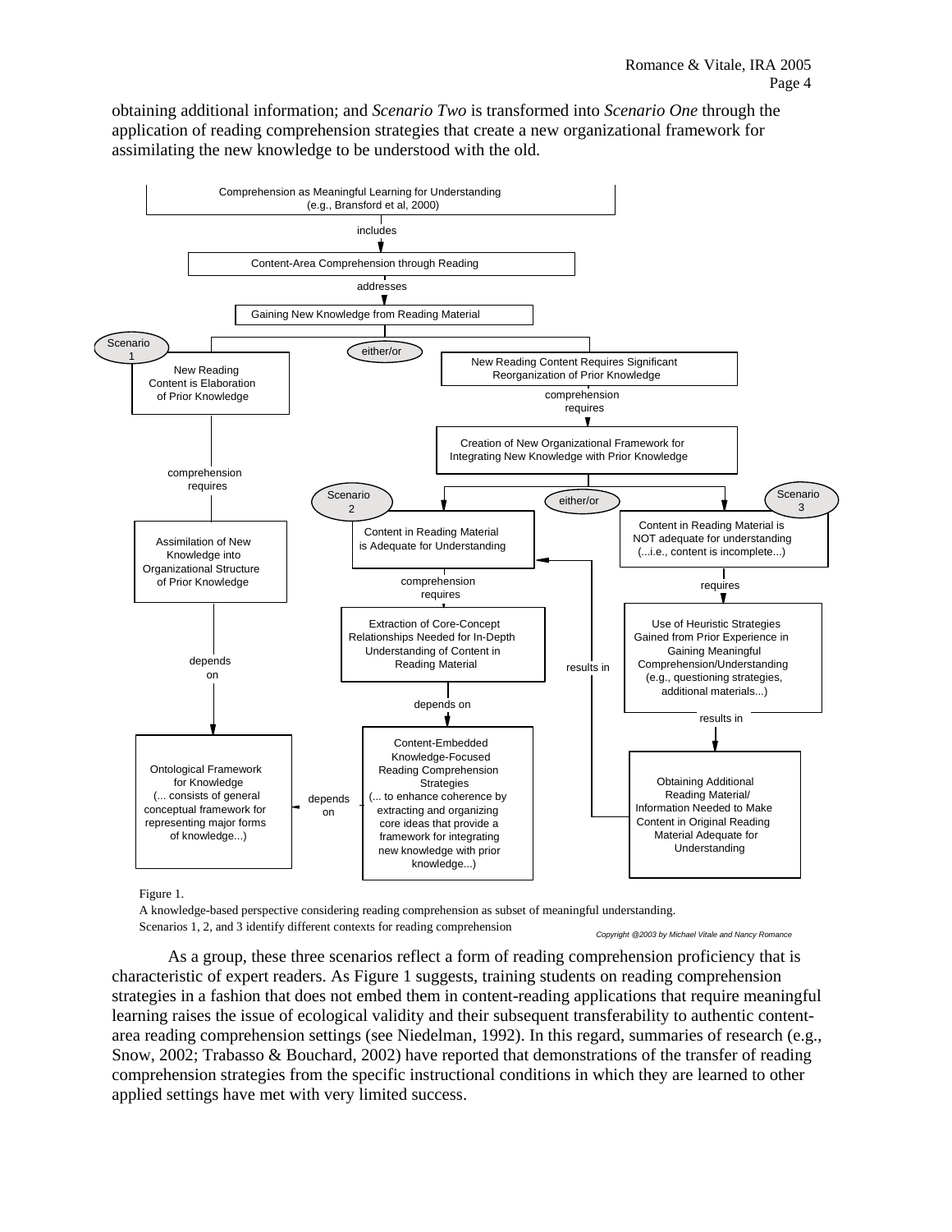obtaining additional information; and *Scenario Two* is transformed into *Scenario One* through the application of reading comprehension strategies that create a new organizational framework for assimilating the new knowledge to be understood with the old.

Comprehension as Meaningful Learning for Understanding (e.g., Bransford et al, 2000)

includes

Content-Area Comprehension through Reading

addresses

Gaining New Knowledge from Reading Material

either/or

Scenario 1

New Reading Content is Elaboration of Prior Knowledge

comprehension requires

Assimilation of New Knowledge into Organizational Structure of Prior Knowledge

depends on

Ontological Framework for Knowledge (... consists of general conceptual framework for representing major forms of knowledge...)

New Reading Content Requires Significant Reorganization of Prior Knowledge

comprehension requires

Creation of New Organizational Framework for Integrating New Knowledge with Prior Knowledge

either/or

Scenario 2

Content in Reading Material is Adequate for Understanding

comprehension requires

Extraction of Core-Concept Relationships Needed for In-Depth Understanding of Content in Reading Material

depends on

Content-Embedded Knowledge-Focused Reading Comprehension Strategies (... to enhance coherence by extracting and organizing core ideas that provide a framework for integrating new knowledge with prior knowledge...)

depends on

Scenario 3

Content in Reading Material is NOT adequate for understanding (...i.e., content is incomplete...)

requires

Use of Heuristic Strategies Gained from Prior Experience in Gaining Meaningful Comprehension/Understanding (e.g., questioning strategies, additional materials...)

results in

Obtaining Additional Reading Material/ Information Needed to Make Content in Original Reading Material Adequate for Understanding

results in

Figure 1.
A knowledge-based perspective considering reading comprehension as subset of meaningful understanding.
Scenarios 1, 2, and 3 identify different contexts for reading comprehension

*Copyright @2003 by Michael Vitale and Nancy Romance*

As a group, these three scenarios reflect a form of reading comprehension proficiency that is characteristic of expert readers. As Figure 1 suggests, training students on reading comprehension strategies in a fashion that does not embed them in content-reading applications that require meaningful learning raises the issue of ecological validity and their subsequent transferability to authentic content-area reading comprehension settings (see Niedelman, 1992). In this regard, summaries of research (e.g., Snow, 2002; Trabasso & Bouchard, 2002) have reported that demonstrations of the transfer of reading comprehension strategies from the specific instructional conditions in which they are learned to other applied settings have met with very limited success.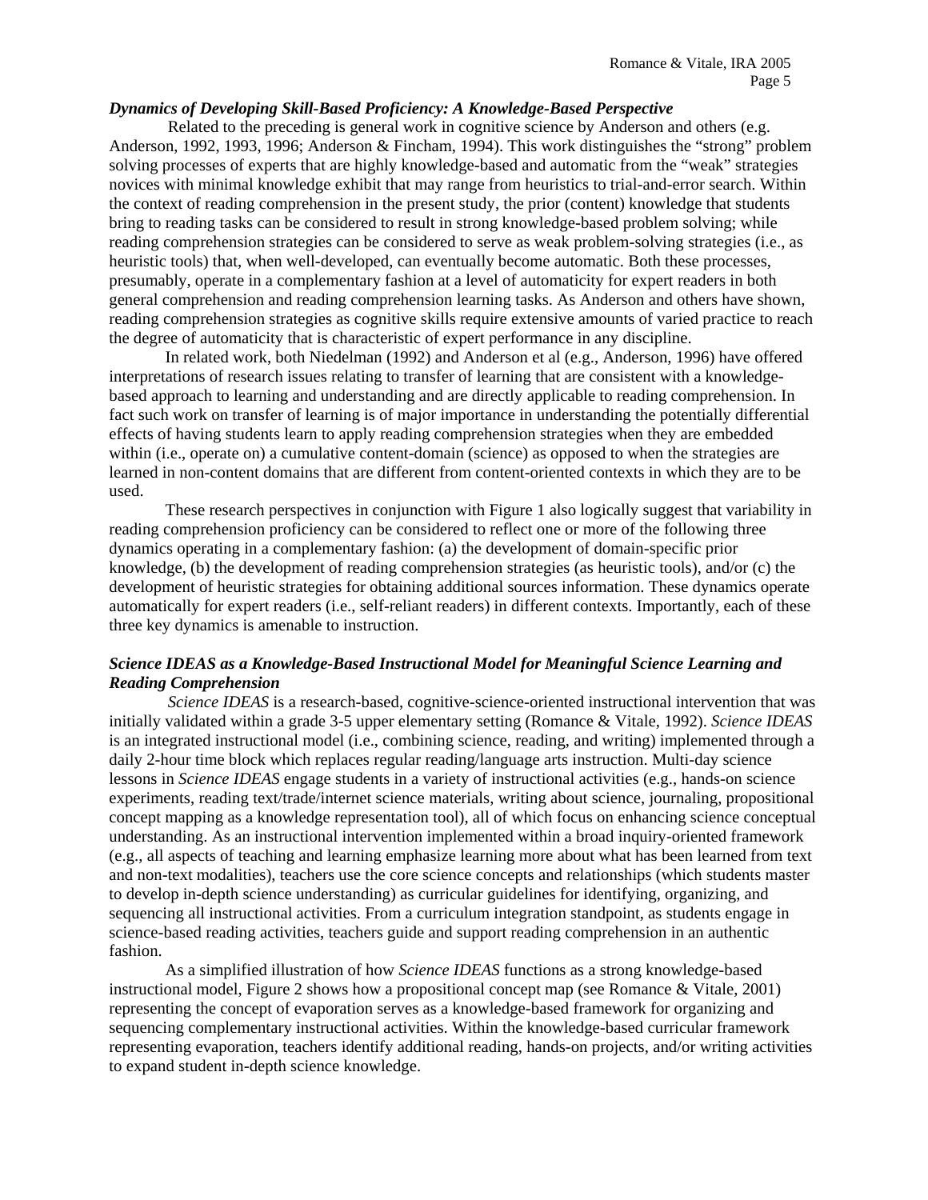### *Dynamics of Developing Skill-Based Proficiency: A Knowledge-Based Perspective*

Related to the preceding is general work in cognitive science by Anderson and others (e.g. Anderson, 1992, 1993, 1996; Anderson & Fincham, 1994). This work distinguishes the "strong" problem solving processes of experts that are highly knowledge-based and automatic from the "weak" strategies novices with minimal knowledge exhibit that may range from heuristics to trial-and-error search. Within the context of reading comprehension in the present study, the prior (content) knowledge that students bring to reading tasks can be considered to result in strong knowledge-based problem solving; while reading comprehension strategies can be considered to serve as weak problem-solving strategies (i.e., as heuristic tools) that, when well-developed, can eventually become automatic. Both these processes, presumably, operate in a complementary fashion at a level of automaticity for expert readers in both general comprehension and reading comprehension learning tasks. As Anderson and others have shown, reading comprehension strategies as cognitive skills require extensive amounts of varied practice to reach the degree of automaticity that is characteristic of expert performance in any discipline.

In related work, both Niedelman (1992) and Anderson et al (e.g., Anderson, 1996) have offered interpretations of research issues relating to transfer of learning that are consistent with a knowledge-based approach to learning and understanding and are directly applicable to reading comprehension. In fact such work on transfer of learning is of major importance in understanding the potentially differential effects of having students learn to apply reading comprehension strategies when they are embedded within (i.e., operate on) a cumulative content-domain (science) as opposed to when the strategies are learned in non-content domains that are different from content-oriented contexts in which they are to be used.

These research perspectives in conjunction with Figure 1 also logically suggest that variability in reading comprehension proficiency can be considered to reflect one or more of the following three dynamics operating in a complementary fashion: (a) the development of domain-specific prior knowledge, (b) the development of reading comprehension strategies (as heuristic tools), and/or (c) the development of heuristic strategies for obtaining additional sources information. These dynamics operate automatically for expert readers (i.e., self-reliant readers) in different contexts. Importantly, each of these three key dynamics is amenable to instruction.

### *Science IDEAS as a Knowledge-Based Instructional Model for Meaningful Science Learning and Reading Comprehension*

*Science IDEAS* is a research-based, cognitive-science-oriented instructional intervention that was initially validated within a grade 3-5 upper elementary setting (Romance & Vitale, 1992). *Science IDEAS* is an integrated instructional model (i.e., combining science, reading, and writing) implemented through a daily 2-hour time block which replaces regular reading/language arts instruction. Multi-day science lessons in *Science IDEAS* engage students in a variety of instructional activities (e.g., hands-on science experiments, reading text/trade/internet science materials, writing about science, journaling, propositional concept mapping as a knowledge representation tool), all of which focus on enhancing science conceptual understanding. As an instructional intervention implemented within a broad inquiry-oriented framework (e.g., all aspects of teaching and learning emphasize learning more about what has been learned from text and non-text modalities), teachers use the core science concepts and relationships (which students master to develop in-depth science understanding) as curricular guidelines for identifying, organizing, and sequencing all instructional activities. From a curriculum integration standpoint, as students engage in science-based reading activities, teachers guide and support reading comprehension in an authentic fashion.

As a simplified illustration of how *Science IDEAS* functions as a strong knowledge-based instructional model, Figure 2 shows how a propositional concept map (see Romance & Vitale, 2001) representing the concept of evaporation serves as a knowledge-based framework for organizing and sequencing complementary instructional activities. Within the knowledge-based curricular framework representing evaporation, teachers identify additional reading, hands-on projects, and/or writing activities to expand student in-depth science knowledge.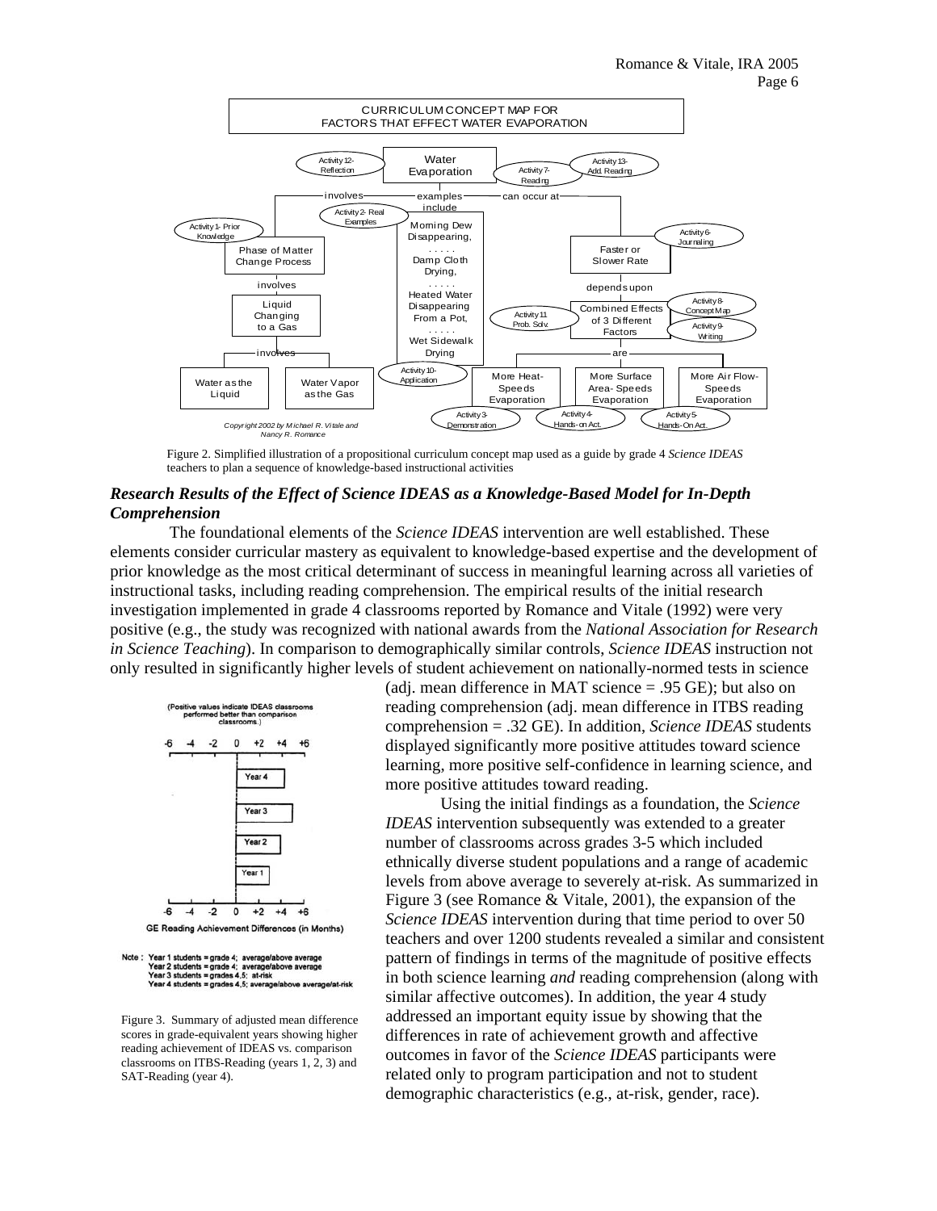Figure 2. Simplified illustration of a propositional curriculum concept map used as a guide by grade 4 *Science IDEAS* teachers to plan a sequence of knowledge-based instructional activities

### *Research Results of the Effect of Science IDEAS as a Knowledge-Based Model for In-Depth Comprehension*

The foundational elements of the *Science IDEAS* intervention are well established. These elements consider curricular mastery as equivalent to knowledge-based expertise and the development of prior knowledge as the most critical determinant of success in meaningful learning across all varieties of instructional tasks, including reading comprehension. The empirical results of the initial research investigation implemented in grade 4 classrooms reported by Romance and Vitale (1992) were very positive (e.g., the study was recognized with national awards from the *National Association for Research in Science Teaching*). In comparison to demographically similar controls, *Science IDEAS* instruction not only resulted in significantly higher levels of student achievement on nationally-normed tests in science (adj. mean difference in MAT science = .95 GE); but also on reading comprehension (adj. mean difference in ITBS reading comprehension = .32 GE). In addition, *Science IDEAS* students displayed significantly more positive attitudes toward science learning, more positive self-confidence in learning science, and more positive attitudes toward reading.

Using the initial findings as a foundation, the *Science IDEAS* intervention subsequently was extended to a greater number of classrooms across grades 3-5 which included ethnically diverse student populations and a range of academic levels from above average to severely at-risk. As summarized in Figure 3 (see Romance & Vitale, 2001), the expansion of the *Science IDEAS* intervention during that time period to over 50 teachers and over 1200 students revealed a similar and consistent pattern of findings in terms of the magnitude of positive effects in both science learning *and* reading comprehension (along with similar affective outcomes). In addition, the year 4 study addressed an important equity issue by showing that the differences in rate of achievement growth and affective outcomes in favor of the *Science IDEAS* participants were related only to program participation and not to student demographic characteristics (e.g., at-risk, gender, race).

Figure 3. Summary of adjusted mean difference scores in grade-equivalent years showing higher reading achievement of IDEAS vs. comparison classrooms on ITBS-Reading (years 1, 2, 3) and SAT-Reading (year 4).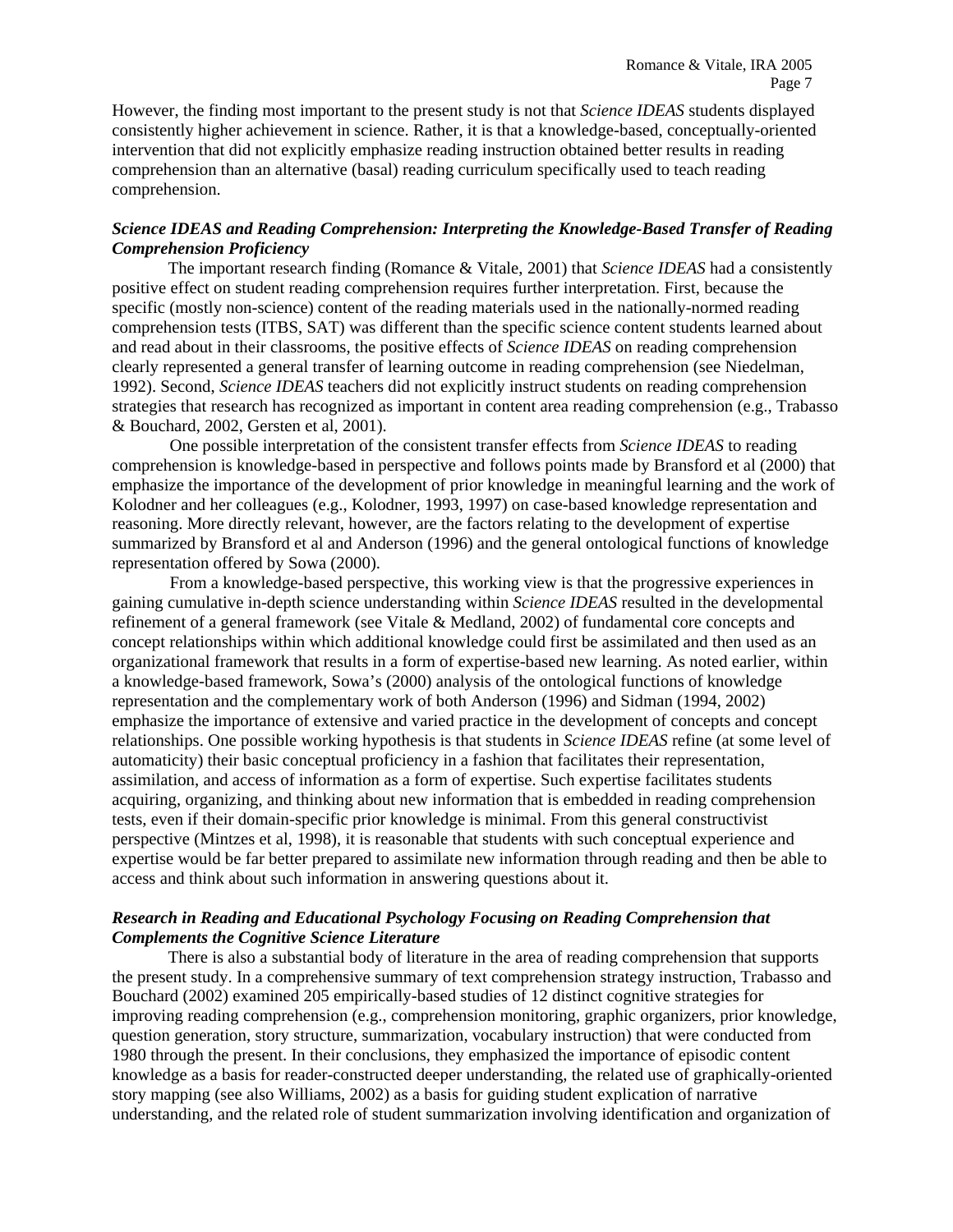However, the finding most important to the present study is not that *Science IDEAS* students displayed consistently higher achievement in science. Rather, it is that a knowledge-based, conceptually-oriented intervention that did not explicitly emphasize reading instruction obtained better results in reading comprehension than an alternative (basal) reading curriculum specifically used to teach reading comprehension.

### *Science IDEAS and Reading Comprehension: Interpreting the Knowledge-Based Transfer of Reading Comprehension Proficiency*

The important research finding (Romance & Vitale, 2001) that *Science IDEAS* had a consistently positive effect on student reading comprehension requires further interpretation. First, because the specific (mostly non-science) content of the reading materials used in the nationally-normed reading comprehension tests (ITBS, SAT) was different than the specific science content students learned about and read about in their classrooms, the positive effects of *Science IDEAS* on reading comprehension clearly represented a general transfer of learning outcome in reading comprehension (see Niedelman, 1992). Second, *Science IDEAS* teachers did not explicitly instruct students on reading comprehension strategies that research has recognized as important in content area reading comprehension (e.g., Trabasso & Bouchard, 2002, Gersten et al, 2001).

One possible interpretation of the consistent transfer effects from *Science IDEAS* to reading comprehension is knowledge-based in perspective and follows points made by Bransford et al (2000) that emphasize the importance of the development of prior knowledge in meaningful learning and the work of Kolodner and her colleagues (e.g., Kolodner, 1993, 1997) on case-based knowledge representation and reasoning. More directly relevant, however, are the factors relating to the development of expertise summarized by Bransford et al and Anderson (1996) and the general ontological functions of knowledge representation offered by Sowa (2000).

From a knowledge-based perspective, this working view is that the progressive experiences in gaining cumulative in-depth science understanding within *Science IDEAS* resulted in the developmental refinement of a general framework (see Vitale & Medland, 2002) of fundamental core concepts and concept relationships within which additional knowledge could first be assimilated and then used as an organizational framework that results in a form of expertise-based new learning. As noted earlier, within a knowledge-based framework, Sowa's (2000) analysis of the ontological functions of knowledge representation and the complementary work of both Anderson (1996) and Sidman (1994, 2002) emphasize the importance of extensive and varied practice in the development of concepts and concept relationships. One possible working hypothesis is that students in *Science IDEAS* refine (at some level of automaticity) their basic conceptual proficiency in a fashion that facilitates their representation, assimilation, and access of information as a form of expertise. Such expertise facilitates students acquiring, organizing, and thinking about new information that is embedded in reading comprehension tests, even if their domain-specific prior knowledge is minimal. From this general constructivist perspective (Mintzes et al, 1998), it is reasonable that students with such conceptual experience and expertise would be far better prepared to assimilate new information through reading and then be able to access and think about such information in answering questions about it.

### *Research in Reading and Educational Psychology Focusing on Reading Comprehension that Complements the Cognitive Science Literature*

There is also a substantial body of literature in the area of reading comprehension that supports the present study. In a comprehensive summary of text comprehension strategy instruction, Trabasso and Bouchard (2002) examined 205 empirically-based studies of 12 distinct cognitive strategies for improving reading comprehension (e.g., comprehension monitoring, graphic organizers, prior knowledge, question generation, story structure, summarization, vocabulary instruction) that were conducted from 1980 through the present. In their conclusions, they emphasized the importance of episodic content knowledge as a basis for reader-constructed deeper understanding, the related use of graphically-oriented story mapping (see also Williams, 2002) as a basis for guiding student explication of narrative understanding, and the related role of student summarization involving identification and organization of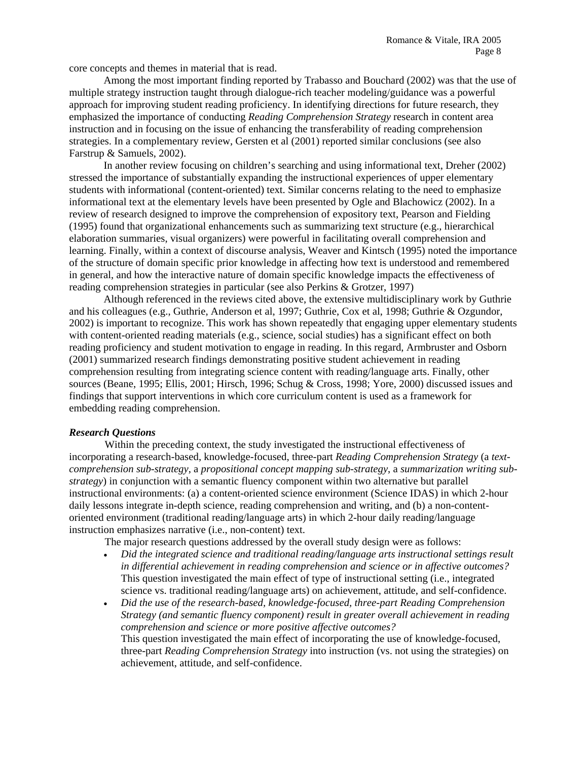core concepts and themes in material that is read.

Among the most important finding reported by Trabasso and Bouchard (2002) was that the use of multiple strategy instruction taught through dialogue-rich teacher modeling/guidance was a powerful approach for improving student reading proficiency. In identifying directions for future research, they emphasized the importance of conducting *Reading Comprehension Strategy* research in content area instruction and in focusing on the issue of enhancing the transferability of reading comprehension strategies. In a complementary review, Gersten et al (2001) reported similar conclusions (see also Farstrup & Samuels, 2002).

In another review focusing on children's searching and using informational text, Dreher (2002) stressed the importance of substantially expanding the instructional experiences of upper elementary students with informational (content-oriented) text. Similar concerns relating to the need to emphasize informational text at the elementary levels have been presented by Ogle and Blachowicz (2002). In a review of research designed to improve the comprehension of expository text, Pearson and Fielding (1995) found that organizational enhancements such as summarizing text structure (e.g., hierarchical elaboration summaries, visual organizers) were powerful in facilitating overall comprehension and learning. Finally, within a context of discourse analysis, Weaver and Kintsch (1995) noted the importance of the structure of domain specific prior knowledge in affecting how text is understood and remembered in general, and how the interactive nature of domain specific knowledge impacts the effectiveness of reading comprehension strategies in particular (see also Perkins & Grotzer, 1997)

Although referenced in the reviews cited above, the extensive multidisciplinary work by Guthrie and his colleagues (e.g., Guthrie, Anderson et al, 1997; Guthrie, Cox et al, 1998; Guthrie & Ozgundor, 2002) is important to recognize. This work has shown repeatedly that engaging upper elementary students with content-oriented reading materials (e.g., science, social studies) has a significant effect on both reading proficiency and student motivation to engage in reading. In this regard, Armbruster and Osborn (2001) summarized research findings demonstrating positive student achievement in reading comprehension resulting from integrating science content with reading/language arts. Finally, other sources (Beane, 1995; Ellis, 2001; Hirsch, 1996; Schug & Cross, 1998; Yore, 2000) discussed issues and findings that support interventions in which core curriculum content is used as a framework for embedding reading comprehension.

***Research Questions***

Within the preceding context, the study investigated the instructional effectiveness of incorporating a research-based, knowledge-focused, three-part *Reading Comprehension Strategy* (a *text-comprehension sub-strategy*, a *propositional concept mapping sub-strategy*, a *summarization writing sub-strategy*) in conjunction with a semantic fluency component within two alternative but parallel instructional environments: (a) a content-oriented science environment (Science IDAS) in which 2-hour daily lessons integrate in-depth science, reading comprehension and writing, and (b) a non-content-oriented environment (traditional reading/language arts) in which 2-hour daily reading/language instruction emphasizes narrative (i.e., non-content) text.

The major research questions addressed by the overall study design were as follows:

- *Did the integrated science and traditional reading/language arts instructional settings result in differential achievement in reading comprehension and science or in affective outcomes?* This question investigated the main effect of type of instructional setting (i.e., integrated science vs. traditional reading/language arts) on achievement, attitude, and self-confidence.
- *Did the use of the research-based, knowledge-focused, three-part Reading Comprehension Strategy (and semantic fluency component) result in greater overall achievement in reading comprehension and science or more positive affective outcomes?* This question investigated the main effect of incorporating the use of knowledge-focused, three-part *Reading Comprehension Strategy* into instruction (vs. not using the strategies) on achievement, attitude, and self-confidence.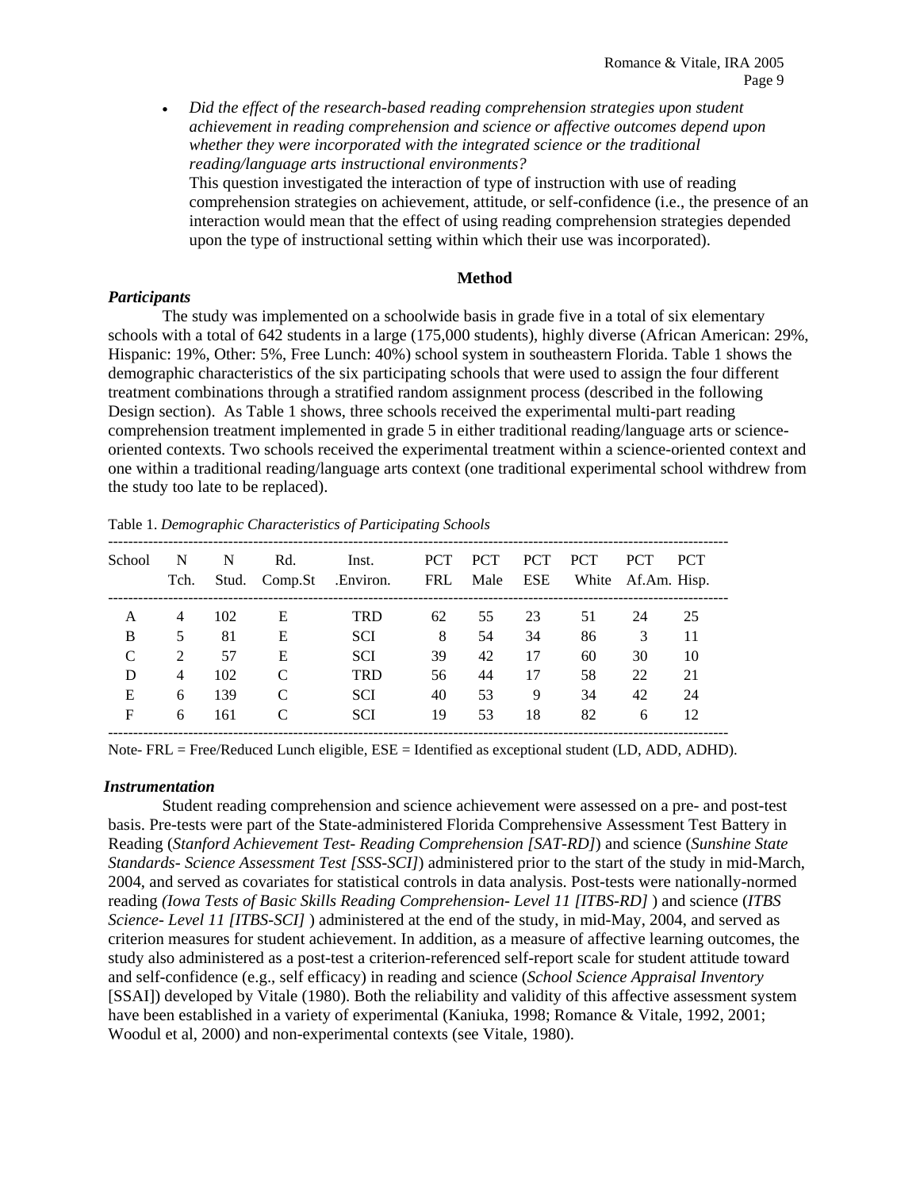- *Did the effect of the research-based reading comprehension strategies upon student achievement in reading comprehension and science or affective outcomes depend upon whether they were incorporated with the integrated science or the traditional reading/language arts instructional environments?*
  This question investigated the interaction of type of instruction with use of reading comprehension strategies on achievement, attitude, or self-confidence (i.e., the presence of an interaction would mean that the effect of using reading comprehension strategies depended upon the type of instructional setting within which their use was incorporated).

## Method

### *Participants*

The study was implemented on a schoolwide basis in grade five in a total of six elementary schools with a total of 642 students in a large (175,000 students), highly diverse (African American: 29%, Hispanic: 19%, Other: 5%, Free Lunch: 40%) school system in southeastern Florida. Table 1 shows the demographic characteristics of the six participating schools that were used to assign the four different treatment combinations through a stratified random assignment process (described in the following Design section). As Table 1 shows, three schools received the experimental multi-part reading comprehension treatment implemented in grade 5 in either traditional reading/language arts or science-oriented contexts. Two schools received the experimental treatment within a science-oriented context and one within a traditional reading/language arts context (one traditional experimental school withdrew from the study too late to be replaced).

Table 1. *Demographic Characteristics of Participating Schools*

| School | N Tch. | N Stud. | Rd. Comp.St | Inst. .Environ. | PCT FRL | PCT Male | PCT ESE | PCT White | PCT Af.Am. | PCT Hisp. |
|---|---|---|---|---|---|---|---|---|---|---|
| A | 4 | 102 | E | TRD | 62 | 55 | 23 | 51 | 24 | 25 |
| B | 5 | 81 | E | SCI | 8 | 54 | 34 | 86 | 3 | 11 |
| C | 2 | 57 | E | SCI | 39 | 42 | 17 | 60 | 30 | 10 |
| D | 4 | 102 | C | TRD | 56 | 44 | 17 | 58 | 22 | 21 |
| E | 6 | 139 | C | SCI | 40 | 53 | 9 | 34 | 42 | 24 |
| F | 6 | 161 | C | SCI | 19 | 53 | 18 | 82 | 6 | 12 |

Note- FRL = Free/Reduced Lunch eligible, ESE = Identified as exceptional student (LD, ADD, ADHD).

### *Instrumentation*

Student reading comprehension and science achievement were assessed on a pre- and post-test basis. Pre-tests were part of the State-administered Florida Comprehensive Assessment Test Battery in Reading (*Stanford Achievement Test- Reading Comprehension [SAT-RD]*) and science (*Sunshine State Standards- Science Assessment Test [SSS-SCI]*) administered prior to the start of the study in mid-March, 2004, and served as covariates for statistical controls in data analysis. Post-tests were nationally-normed reading *(Iowa Tests of Basic Skills Reading Comprehension- Level 11 [ITBS-RD]* ) and science (*ITBS Science- Level 11 [ITBS-SCI]* ) administered at the end of the study, in mid-May, 2004, and served as criterion measures for student achievement. In addition, as a measure of affective learning outcomes, the study also administered as a post-test a criterion-referenced self-report scale for student attitude toward and self-confidence (e.g., self efficacy) in reading and science (*School Science Appraisal Inventory* [SSAI]) developed by Vitale (1980). Both the reliability and validity of this affective assessment system have been established in a variety of experimental (Kaniuka, 1998; Romance & Vitale, 1992, 2001; Woodul et al, 2000) and non-experimental contexts (see Vitale, 1980).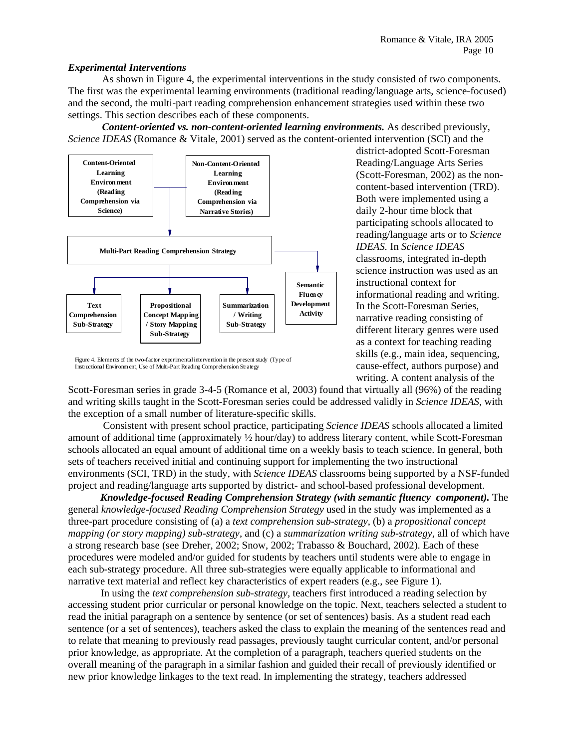### *Experimental Interventions*

As shown in Figure 4, the experimental interventions in the study consisted of two components. The first was the experimental learning environments (traditional reading/language arts, science-focused) and the second, the multi-part reading comprehension enhancement strategies used within these two settings. This section describes each of these components.

***Content-oriented vs. non-content-oriented learning environments.*** As described previously, *Science IDEAS* (Romance & Vitale, 2001) served as the content-oriented intervention (SCI) and the district-adopted Scott-Foresman Reading/Language Arts Series (Scott-Foresman, 2002) as the non-content-based intervention (TRD). Both were implemented using a daily 2-hour time block that participating schools allocated to reading/language arts or to *Science IDEAS*. In *Science IDEAS* classrooms, integrated in-depth science instruction was used as an instructional context for informational reading and writing. In the Scott-Foresman Series, narrative reading consisting of different literary genres were used as a context for teaching reading skills (e.g., main idea, sequencing, cause-effect, authors purpose) and writing. A content analysis of the Scott-Foresman series in grade 3-4-5 (Romance et al, 2003) found that virtually all (96%) of the reading and writing skills taught in the Scott-Foresman series could be addressed validly in *Science IDEAS*, with the exception of a small number of literature-specific skills.

**Content-Oriented Learning Environment (Reading Comprehension via Science)**

**Non-Content-Oriented Learning Environment (Reading Comprehension via Narrative Stories)**

**Multi-Part Reading Comprehension Strategy**

**Text Comprehension Sub-Strategy**

**Propositional Concept Mapping / Story Mapping Sub-Strategy**

**Summarization / Writing Sub-Strategy**

**Semantic Fluency Development Activity**

Figure 4. Elements of the two-factor experimental intervention in the present study (Type of Instructional Environment, Use of Multi-Part Reading Comprehension Strategy

Consistent with present school practice, participating *Science IDEAS* schools allocated a limited amount of additional time (approximately ½ hour/day) to address literary content, while Scott-Foresman schools allocated an equal amount of additional time on a weekly basis to teach science. In general, both sets of teachers received initial and continuing support for implementing the two instructional environments (SCI, TRD) in the study, with *Science IDEAS* classrooms being supported by a NSF-funded project and reading/language arts supported by district- and school-based professional development.

***Knowledge-focused Reading Comprehension Strategy (with semantic fluency component).*** The general *knowledge-focused Reading Comprehension Strategy* used in the study was implemented as a three-part procedure consisting of (a) a *text comprehension sub-strategy*, (b) a *propositional concept mapping (or story mapping) sub-strategy*, and (c) a *summarization writing sub-strategy*, all of which have a strong research base (see Dreher, 2002; Snow, 2002; Trabasso & Bouchard, 2002). Each of these procedures were modeled and/or guided for students by teachers until students were able to engage in each sub-strategy procedure. All three sub-strategies were equally applicable to informational and narrative text material and reflect key characteristics of expert readers (e.g., see Figure 1).

In using the *text comprehension sub-strategy,* teachers first introduced a reading selection by accessing student prior curricular or personal knowledge on the topic. Next, teachers selected a student to read the initial paragraph on a sentence by sentence (or set of sentences) basis. As a student read each sentence (or a set of sentences), teachers asked the class to explain the meaning of the sentences read and to relate that meaning to previously read passages, previously taught curricular content, and/or personal prior knowledge, as appropriate. At the completion of a paragraph, teachers queried students on the overall meaning of the paragraph in a similar fashion and guided their recall of previously identified or new prior knowledge linkages to the text read. In implementing the strategy, teachers addressed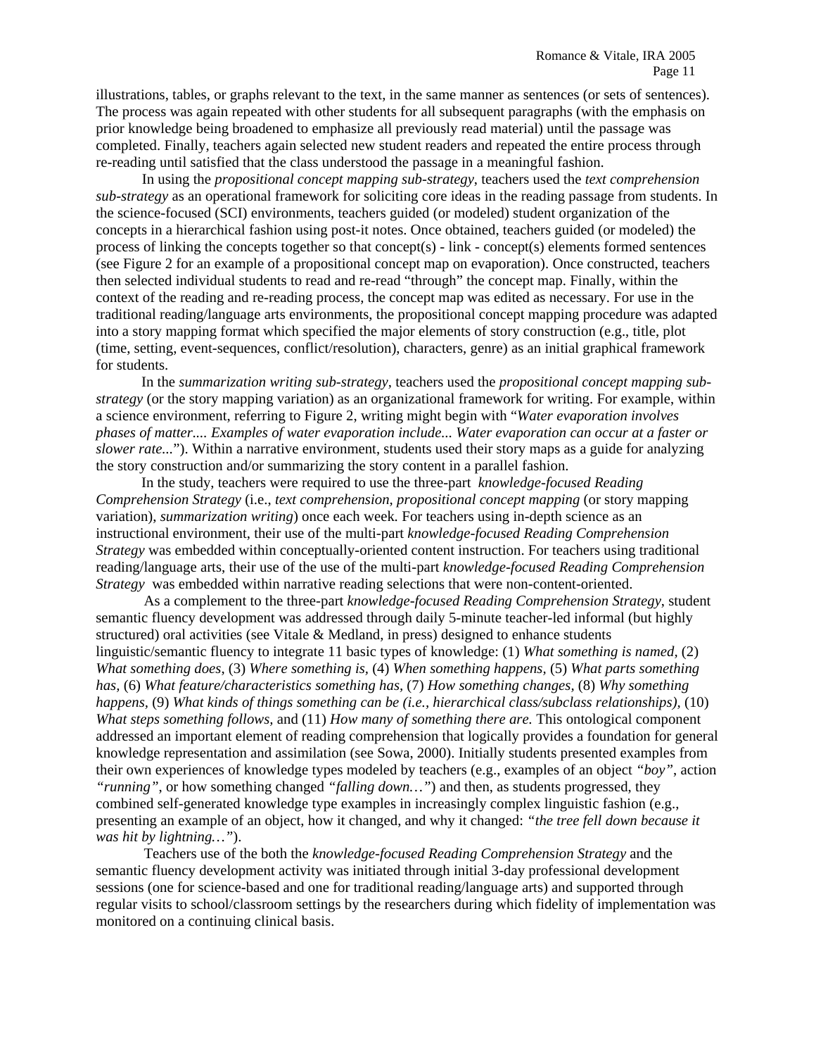illustrations, tables, or graphs relevant to the text, in the same manner as sentences (or sets of sentences). The process was again repeated with other students for all subsequent paragraphs (with the emphasis on prior knowledge being broadened to emphasize all previously read material) until the passage was completed. Finally, teachers again selected new student readers and repeated the entire process through re-reading until satisfied that the class understood the passage in a meaningful fashion.

In using the *propositional concept mapping sub-strategy*, teachers used the *text comprehension sub-strategy* as an operational framework for soliciting core ideas in the reading passage from students. In the science-focused (SCI) environments, teachers guided (or modeled) student organization of the concepts in a hierarchical fashion using post-it notes. Once obtained, teachers guided (or modeled) the process of linking the concepts together so that concept(s) - link - concept(s) elements formed sentences (see Figure 2 for an example of a propositional concept map on evaporation). Once constructed, teachers then selected individual students to read and re-read "through" the concept map. Finally, within the context of the reading and re-reading process, the concept map was edited as necessary. For use in the traditional reading/language arts environments, the propositional concept mapping procedure was adapted into a story mapping format which specified the major elements of story construction (e.g., title, plot (time, setting, event-sequences, conflict/resolution), characters, genre) as an initial graphical framework for students.

In the *summarization writing sub-strategy*, teachers used the *propositional concept mapping sub-strategy* (or the story mapping variation) as an organizational framework for writing. For example, within a science environment, referring to Figure 2, writing might begin with "*Water evaporation involves phases of matter.... Examples of water evaporation include... Water evaporation can occur at a faster or slower rate...*"). Within a narrative environment, students used their story maps as a guide for analyzing the story construction and/or summarizing the story content in a parallel fashion.

In the study, teachers were required to use the three-part *knowledge-focused Reading Comprehension Strategy* (i.e., *text comprehension, propositional concept mapping* (or story mapping variation), *summarization writing*) once each week. For teachers using in-depth science as an instructional environment, their use of the multi-part *knowledge-focused Reading Comprehension Strategy* was embedded within conceptually-oriented content instruction. For teachers using traditional reading/language arts, their use of the use of the multi-part *knowledge-focused Reading Comprehension Strategy* was embedded within narrative reading selections that were non-content-oriented.

As a complement to the three-part *knowledge-focused Reading Comprehension Strategy*, student semantic fluency development was addressed through daily 5-minute teacher-led informal (but highly structured) oral activities (see Vitale & Medland, in press) designed to enhance students linguistic/semantic fluency to integrate 11 basic types of knowledge: (1) *What something is named*, (2) *What something does*, (3) *Where something is*, (4) *When something happens*, (5) *What parts something has*, (6) *What feature/characteristics something has*, (7) *How something changes*, (8) *Why something happens*, (9) *What kinds of things something can be (i.e., hierarchical class/subclass relationships)*, (10) *What steps something follows*, and (11) *How many of something there are.* This ontological component addressed an important element of reading comprehension that logically provides a foundation for general knowledge representation and assimilation (see Sowa, 2000). Initially students presented examples from their own experiences of knowledge types modeled by teachers (e.g., examples of an object *"boy"*, action *"running"*, or how something changed *"falling down…"*) and then, as students progressed, they combined self-generated knowledge type examples in increasingly complex linguistic fashion (e.g., presenting an example of an object, how it changed, and why it changed: *"the tree fell down because it was hit by lightning…"*).

Teachers use of the both the *knowledge-focused Reading Comprehension Strategy* and the semantic fluency development activity was initiated through initial 3-day professional development sessions (one for science-based and one for traditional reading/language arts) and supported through regular visits to school/classroom settings by the researchers during which fidelity of implementation was monitored on a continuing clinical basis.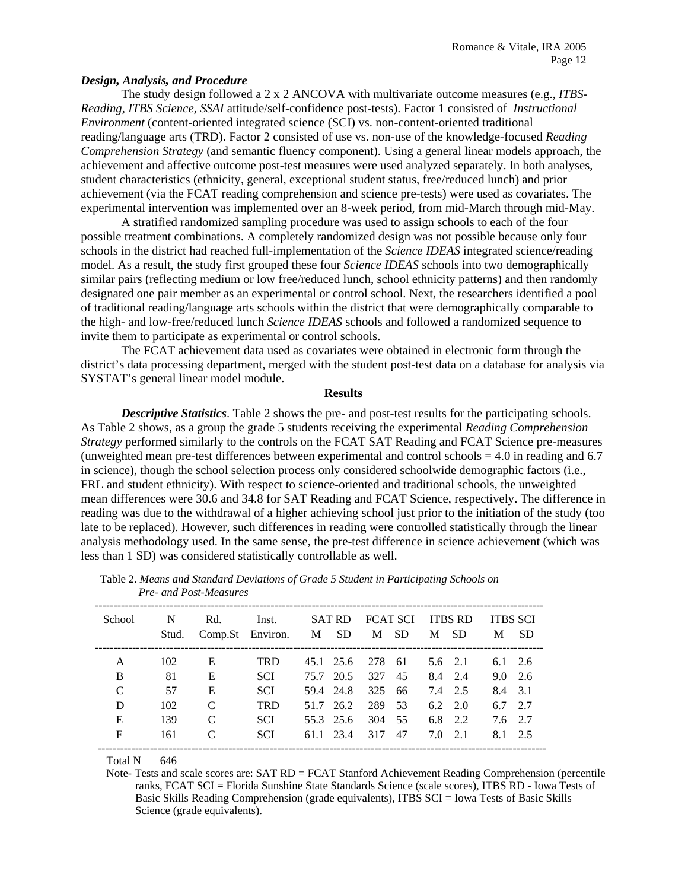***Design, Analysis, and Procedure***

The study design followed a 2 x 2 ANCOVA with multivariate outcome measures (e.g., *ITBS-Reading, ITBS Science, SSAI* attitude/self-confidence post-tests). Factor 1 consisted of *Instructional Environment* (content-oriented integrated science (SCI) vs. non-content-oriented traditional reading/language arts (TRD). Factor 2 consisted of use vs. non-use of the knowledge-focused *Reading Comprehension Strategy* (and semantic fluency component). Using a general linear models approach, the achievement and affective outcome post-test measures were used analyzed separately. In both analyses, student characteristics (ethnicity, general, exceptional student status, free/reduced lunch) and prior achievement (via the FCAT reading comprehension and science pre-tests) were used as covariates. The experimental intervention was implemented over an 8-week period, from mid-March through mid-May.

A stratified randomized sampling procedure was used to assign schools to each of the four possible treatment combinations. A completely randomized design was not possible because only four schools in the district had reached full-implementation of the *Science IDEAS* integrated science/reading model. As a result, the study first grouped these four *Science IDEAS* schools into two demographically similar pairs (reflecting medium or low free/reduced lunch, school ethnicity patterns) and then randomly designated one pair member as an experimental or control school. Next, the researchers identified a pool of traditional reading/language arts schools within the district that were demographically comparable to the high- and low-free/reduced lunch *Science IDEAS* schools and followed a randomized sequence to invite them to participate as experimental or control schools.

The FCAT achievement data used as covariates were obtained in electronic form through the district's data processing department, merged with the student post-test data on a database for analysis via SYSTAT's general linear model module.

## Results

***Descriptive Statistics***. Table 2 shows the pre- and post-test results for the participating schools. As Table 2 shows, as a group the grade 5 students receiving the experimental *Reading Comprehension Strategy* performed similarly to the controls on the FCAT SAT Reading and FCAT Science pre-measures (unweighted mean pre-test differences between experimental and control schools = 4.0 in reading and 6.7 in science), though the school selection process only considered schoolwide demographic factors (i.e., FRL and student ethnicity). With respect to science-oriented and traditional schools, the unweighted mean differences were 30.6 and 34.8 for SAT Reading and FCAT Science, respectively. The difference in reading was due to the withdrawal of a higher achieving school just prior to the initiation of the study (too late to be replaced). However, such differences in reading were controlled statistically through the linear analysis methodology used. In the same sense, the pre-test difference in science achievement (which was less than 1 SD) was considered statistically controllable as well.

Table 2. *Means and Standard Deviations of Grade 5 Student in Participating Schools on Pre- and Post-Measures*

| School | N Stud. | Rd. Comp.St | Inst. Environ. | SAT RD | | FCAT SCI | | ITBS RD | | ITBS SCI | |
|---|---|---|---|---|---|---|---|---|---|---|---|
| | | | | M | SD | M | SD | M | SD | M | SD |
| A | 102 | E | TRD | 45.1 | 25.6 | 278 | 61 | 5.6 | 2.1 | 6.1 | 2.6 |
| B | 81 | E | SCI | 75.7 | 20.5 | 327 | 45 | 8.4 | 2.4 | 9.0 | 2.6 |
| C | 57 | E | SCI | 59.4 | 24.8 | 325 | 66 | 7.4 | 2.5 | 8.4 | 3.1 |
| D | 102 | C | TRD | 51.7 | 26.2 | 289 | 53 | 6.2 | 2.0 | 6.7 | 2.7 |
| E | 139 | C | SCI | 55.3 | 25.6 | 304 | 55 | 6.8 | 2.2 | 7.6 | 2.7 |
| F | 161 | C | SCI | 61.1 | 23.4 | 317 | 47 | 7.0 | 2.1 | 8.1 | 2.5 |

Total N 646

Note- Tests and scale scores are: SAT RD = FCAT Stanford Achievement Reading Comprehension (percentile ranks, FCAT SCI = Florida Sunshine State Standards Science (scale scores), ITBS RD - Iowa Tests of Basic Skills Reading Comprehension (grade equivalents), ITBS SCI = Iowa Tests of Basic Skills Science (grade equivalents).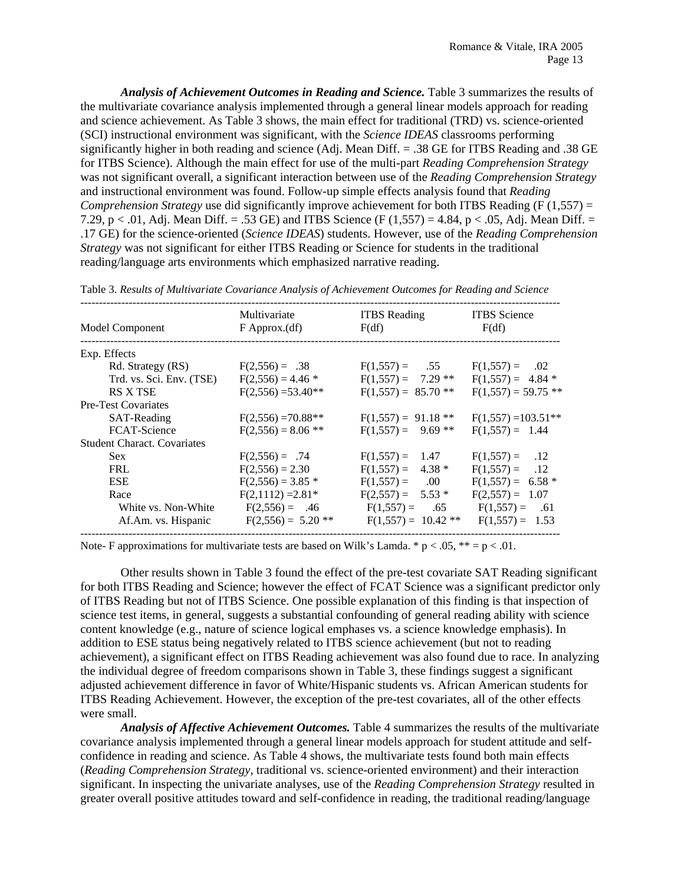***Analysis of Achievement Outcomes in Reading and Science.*** Table 3 summarizes the results of the multivariate covariance analysis implemented through a general linear models approach for reading and science achievement. As Table 3 shows, the main effect for traditional (TRD) vs. science-oriented (SCI) instructional environment was significant, with the *Science IDEAS* classrooms performing significantly higher in both reading and science (Adj. Mean Diff. = .38 GE for ITBS Reading and .38 GE for ITBS Science). Although the main effect for use of the multi-part *Reading Comprehension Strategy* was not significant overall, a significant interaction between use of the *Reading Comprehension Strategy* and instructional environment was found. Follow-up simple effects analysis found that *Reading Comprehension Strategy* use did significantly improve achievement for both ITBS Reading ($F\,(1,557) = 7.29$, $p < .01$, Adj. Mean Diff. = .53 GE) and ITBS Science ($F\,(1,557) = 4.84$, $p < .05$, Adj. Mean Diff. = .17 GE) for the science-oriented (*Science IDEAS*) students. However, use of the *Reading Comprehension Strategy* was not significant for either ITBS Reading or Science for students in the traditional reading/language arts environments which emphasized narrative reading.

Table 3. *Results of Multivariate Covariance Analysis of Achievement Outcomes for Reading and Science*

| Model Component | Multivariate F Approx.(df) | ITBS Reading F(df) | ITBS Science F(df) |
|---|---|---|---|
| Exp. Effects | | | |
| Rd. Strategy (RS) | F(2,556) = .38 | F(1,557) = .55 | F(1,557) = .02 |
| Trd. vs. Sci. Env. (TSE) | F(2,556) = 4.46 * | F(1,557) = 7.29 ** | F(1,557) = 4.84 * |
| RS X TSE | F(2,556) =53.40** | F(1,557) = 85.70 ** | F(1,557) = 59.75 ** |
| Pre-Test Covariates | | | |
| SAT-Reading | F(2,556) =70.88** | F(1,557) = 91.18 ** | F(1,557) =103.51** |
| FCAT-Science | F(2,556) = 8.06 ** | F(1,557) = 9.69 ** | F(1,557) = 1.44 |
| Student Charact. Covariates | | | |
| Sex | F(2,556) = .74 | F(1,557) = 1.47 | F(1,557) = .12 |
| FRL | F(2,556) = 2.30 | F(1,557) = 4.38 * | F(1,557) = .12 |
| ESE | F(2,556) = 3.85 * | F(1,557) = .00 | F(1,557) = 6.58 * |
| Race | F(2,1112) =2.81* | F(2,557) = 5.53 * | F(2,557) = 1.07 |
| White vs. Non-White | F(2,556) = .46 | F(1,557) = .65 | F(1,557) = .61 |
| Af.Am. vs. Hispanic | F(2,556) = 5.20 ** | F(1,557) = 10.42 ** | F(1,557) = 1.53 |

Note- F approximations for multivariate tests are based on Wilk's Lamda. * $p < .05$, ** = $p < .01$.

Other results shown in Table 3 found the effect of the pre-test covariate SAT Reading significant for both ITBS Reading and Science; however the effect of FCAT Science was a significant predictor only of ITBS Reading but not of ITBS Science. One possible explanation of this finding is that inspection of science test items, in general, suggests a substantial confounding of general reading ability with science content knowledge (e.g., nature of science logical emphases vs. a science knowledge emphasis). In addition to ESE status being negatively related to ITBS science achievement (but not to reading achievement), a significant effect on ITBS Reading achievement was also found due to race. In analyzing the individual degree of freedom comparisons shown in Table 3, these findings suggest a significant adjusted achievement difference in favor of White/Hispanic students vs. African American students for ITBS Reading Achievement. However, the exception of the pre-test covariates, all of the other effects were small.

***Analysis of Affective Achievement Outcomes.*** Table 4 summarizes the results of the multivariate covariance analysis implemented through a general linear models approach for student attitude and self-confidence in reading and science. As Table 4 shows, the multivariate tests found both main effects (*Reading Comprehension Strategy*, traditional vs. science-oriented environment) and their interaction significant. In inspecting the univariate analyses, use of the *Reading Comprehension Strategy* resulted in greater overall positive attitudes toward and self-confidence in reading, the traditional reading/language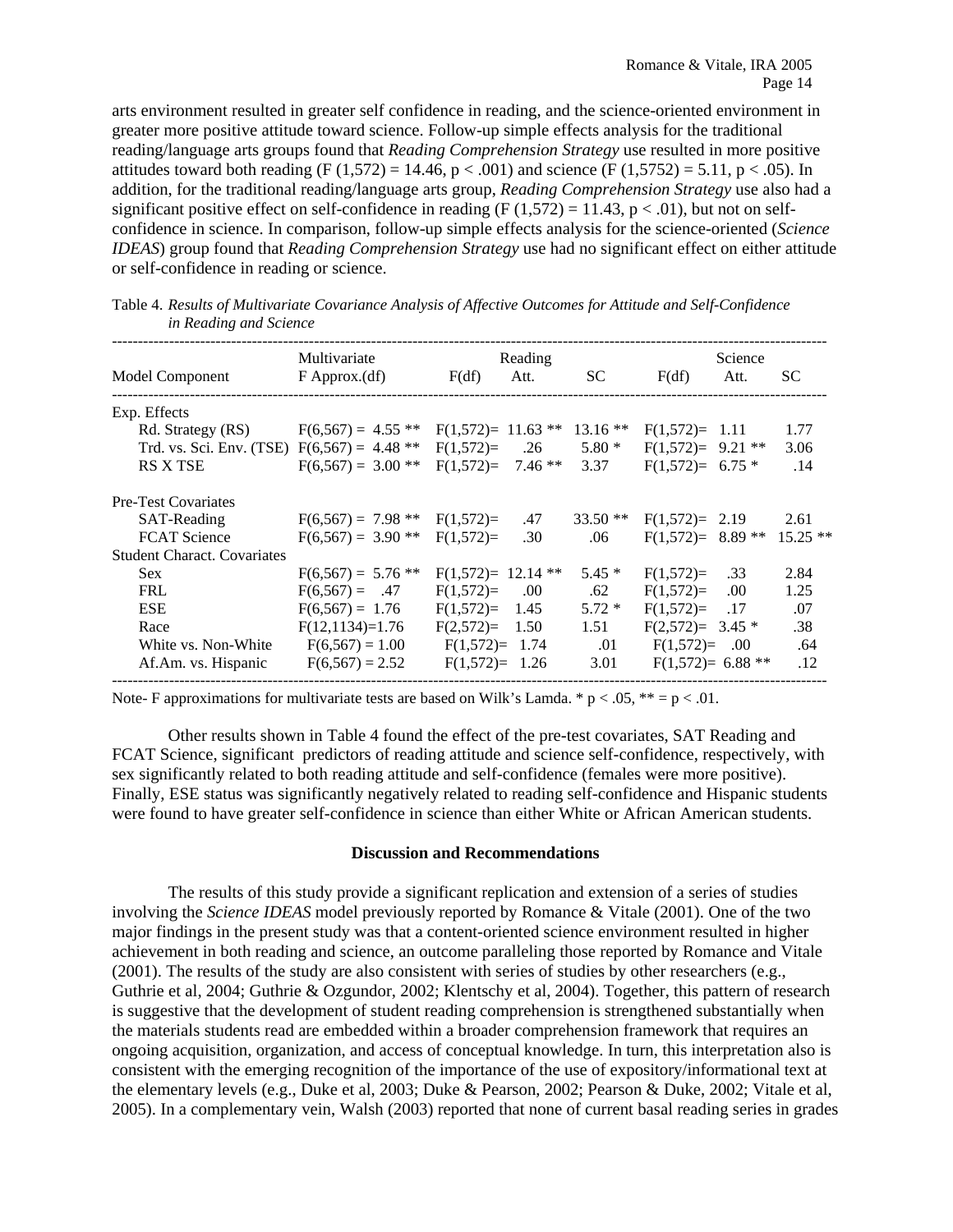arts environment resulted in greater self confidence in reading, and the science-oriented environment in greater more positive attitude toward science. Follow-up simple effects analysis for the traditional reading/language arts groups found that *Reading Comprehension Strategy* use resulted in more positive attitudes toward both reading ($F(1,572) = 14.46$, $p < .001$) and science ($F(1,5752) = 5.11$, $p < .05$). In addition, for the traditional reading/language arts group, *Reading Comprehension Strategy* use also had a significant positive effect on self-confidence in reading ($F(1,572) = 11.43$, $p < .01$), but not on self-confidence in science. In comparison, follow-up simple effects analysis for the science-oriented (*Science IDEAS*) group found that *Reading Comprehension Strategy* use had no significant effect on either attitude or self-confidence in reading or science.

Table 4. *Results of Multivariate Covariance Analysis of Affective Outcomes for Attitude and Self-Confidence in Reading and Science*

| Model Component | Multivariate F Approx.(df) | F(df) | Reading Att. | Reading SC | F(df) | Science Att. | Science SC |
|---|---|---|---|---|---|---|---|
| Exp. Effects | | | | | | | |
| Rd. Strategy (RS) | F(6,567) = 4.55 ** | F(1,572)= | 11.63 ** | 13.16 ** | F(1,572)= | 1.11 | 1.77 |
| Trd. vs. Sci. Env. (TSE) | F(6,567) = 4.48 ** | F(1,572)= | .26 | 5.80 * | F(1,572)= | 9.21 ** | 3.06 |
| RS X TSE | F(6,567) = 3.00 ** | F(1,572)= | 7.46 ** | 3.37 | F(1,572)= | 6.75 * | .14 |
| Pre-Test Covariates | | | | | | | |
| SAT-Reading | F(6,567) = 7.98 ** | F(1,572)= | .47 | 33.50 ** | F(1,572)= | 2.19 | 2.61 |
| FCAT Science | F(6,567) = 3.90 ** | F(1,572)= | .30 | .06 | F(1,572)= | 8.89 ** | 15.25 ** |
| Student Charact. Covariates | | | | | | | |
| Sex | F(6,567) = 5.76 ** | F(1,572)= | 12.14 ** | 5.45 * | F(1,572)= | .33 | 2.84 |
| FRL | F(6,567) = .47 | F(1,572)= | .00 | .62 | F(1,572)= | .00 | 1.25 |
| ESE | F(6,567) = 1.76 | F(1,572)= | 1.45 | 5.72 * | F(1,572)= | .17 | .07 |
| Race | F(12,1134)=1.76 | F(2,572)= | 1.50 | 1.51 | F(2,572)= | 3.45 * | .38 |
| White vs. Non-White | F(6,567) = 1.00 | F(1,572)= | 1.74 | .01 | F(1,572)= | .00 | .64 |
| Af.Am. vs. Hispanic | F(6,567) = 2.52 | F(1,572)= | 1.26 | 3.01 | F(1,572)= | 6.88 ** | .12 |

Note- F approximations for multivariate tests are based on Wilk's Lamda. * $p < .05$, ** = $p < .01$.

Other results shown in Table 4 found the effect of the pre-test covariates, SAT Reading and FCAT Science, significant predictors of reading attitude and science self-confidence, respectively, with sex significantly related to both reading attitude and self-confidence (females were more positive). Finally, ESE status was significantly negatively related to reading self-confidence and Hispanic students were found to have greater self-confidence in science than either White or African American students.

## Discussion and Recommendations

The results of this study provide a significant replication and extension of a series of studies involving the *Science IDEAS* model previously reported by Romance & Vitale (2001). One of the two major findings in the present study was that a content-oriented science environment resulted in higher achievement in both reading and science, an outcome paralleling those reported by Romance and Vitale (2001). The results of the study are also consistent with series of studies by other researchers (e.g., Guthrie et al, 2004; Guthrie & Ozgundor, 2002; Klentschy et al, 2004). Together, this pattern of research is suggestive that the development of student reading comprehension is strengthened substantially when the materials students read are embedded within a broader comprehension framework that requires an ongoing acquisition, organization, and access of conceptual knowledge. In turn, this interpretation also is consistent with the emerging recognition of the importance of the use of expository/informational text at the elementary levels (e.g., Duke et al, 2003; Duke & Pearson, 2002; Pearson & Duke, 2002; Vitale et al, 2005). In a complementary vein, Walsh (2003) reported that none of current basal reading series in grades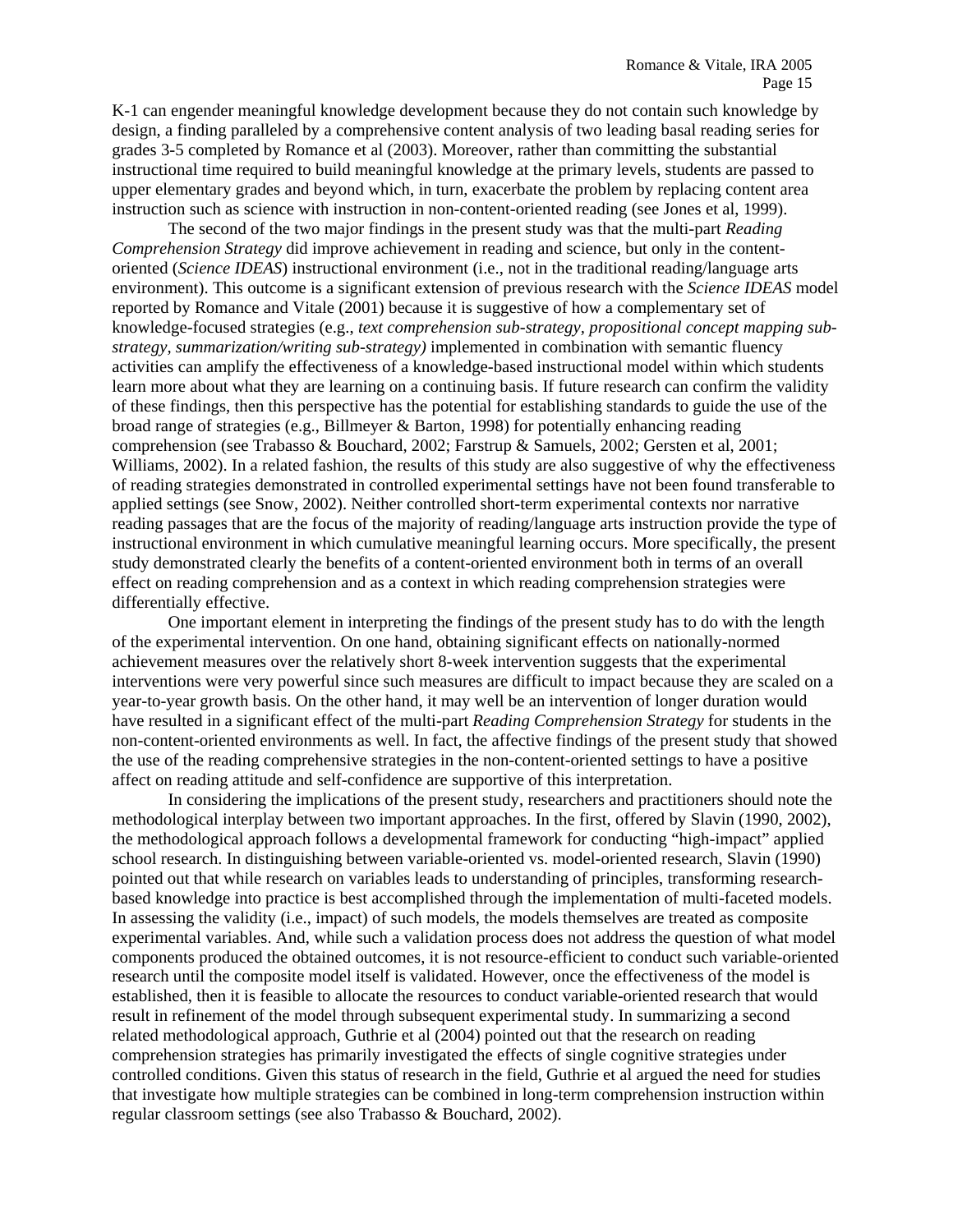K-1 can engender meaningful knowledge development because they do not contain such knowledge by design, a finding paralleled by a comprehensive content analysis of two leading basal reading series for grades 3-5 completed by Romance et al (2003). Moreover, rather than committing the substantial instructional time required to build meaningful knowledge at the primary levels, students are passed to upper elementary grades and beyond which, in turn, exacerbate the problem by replacing content area instruction such as science with instruction in non-content-oriented reading (see Jones et al, 1999).

The second of the two major findings in the present study was that the multi-part *Reading Comprehension Strategy* did improve achievement in reading and science, but only in the content-oriented (*Science IDEAS*) instructional environment (i.e., not in the traditional reading/language arts environment). This outcome is a significant extension of previous research with the *Science IDEAS* model reported by Romance and Vitale (2001) because it is suggestive of how a complementary set of knowledge-focused strategies (e.g., *text comprehension sub-strategy, propositional concept mapping sub-strategy, summarization/writing sub-strategy)* implemented in combination with semantic fluency activities can amplify the effectiveness of a knowledge-based instructional model within which students learn more about what they are learning on a continuing basis. If future research can confirm the validity of these findings, then this perspective has the potential for establishing standards to guide the use of the broad range of strategies (e.g., Billmeyer & Barton, 1998) for potentially enhancing reading comprehension (see Trabasso & Bouchard, 2002; Farstrup & Samuels, 2002; Gersten et al, 2001; Williams, 2002). In a related fashion, the results of this study are also suggestive of why the effectiveness of reading strategies demonstrated in controlled experimental settings have not been found transferable to applied settings (see Snow, 2002). Neither controlled short-term experimental contexts nor narrative reading passages that are the focus of the majority of reading/language arts instruction provide the type of instructional environment in which cumulative meaningful learning occurs. More specifically, the present study demonstrated clearly the benefits of a content-oriented environment both in terms of an overall effect on reading comprehension and as a context in which reading comprehension strategies were differentially effective.

One important element in interpreting the findings of the present study has to do with the length of the experimental intervention. On one hand, obtaining significant effects on nationally-normed achievement measures over the relatively short 8-week intervention suggests that the experimental interventions were very powerful since such measures are difficult to impact because they are scaled on a year-to-year growth basis. On the other hand, it may well be an intervention of longer duration would have resulted in a significant effect of the multi-part *Reading Comprehension Strategy* for students in the non-content-oriented environments as well. In fact, the affective findings of the present study that showed the use of the reading comprehensive strategies in the non-content-oriented settings to have a positive affect on reading attitude and self-confidence are supportive of this interpretation.

In considering the implications of the present study, researchers and practitioners should note the methodological interplay between two important approaches. In the first, offered by Slavin (1990, 2002), the methodological approach follows a developmental framework for conducting "high-impact" applied school research. In distinguishing between variable-oriented vs. model-oriented research, Slavin (1990) pointed out that while research on variables leads to understanding of principles, transforming research-based knowledge into practice is best accomplished through the implementation of multi-faceted models. In assessing the validity (i.e., impact) of such models, the models themselves are treated as composite experimental variables. And, while such a validation process does not address the question of what model components produced the obtained outcomes, it is not resource-efficient to conduct such variable-oriented research until the composite model itself is validated. However, once the effectiveness of the model is established, then it is feasible to allocate the resources to conduct variable-oriented research that would result in refinement of the model through subsequent experimental study. In summarizing a second related methodological approach, Guthrie et al (2004) pointed out that the research on reading comprehension strategies has primarily investigated the effects of single cognitive strategies under controlled conditions. Given this status of research in the field, Guthrie et al argued the need for studies that investigate how multiple strategies can be combined in long-term comprehension instruction within regular classroom settings (see also Trabasso & Bouchard, 2002).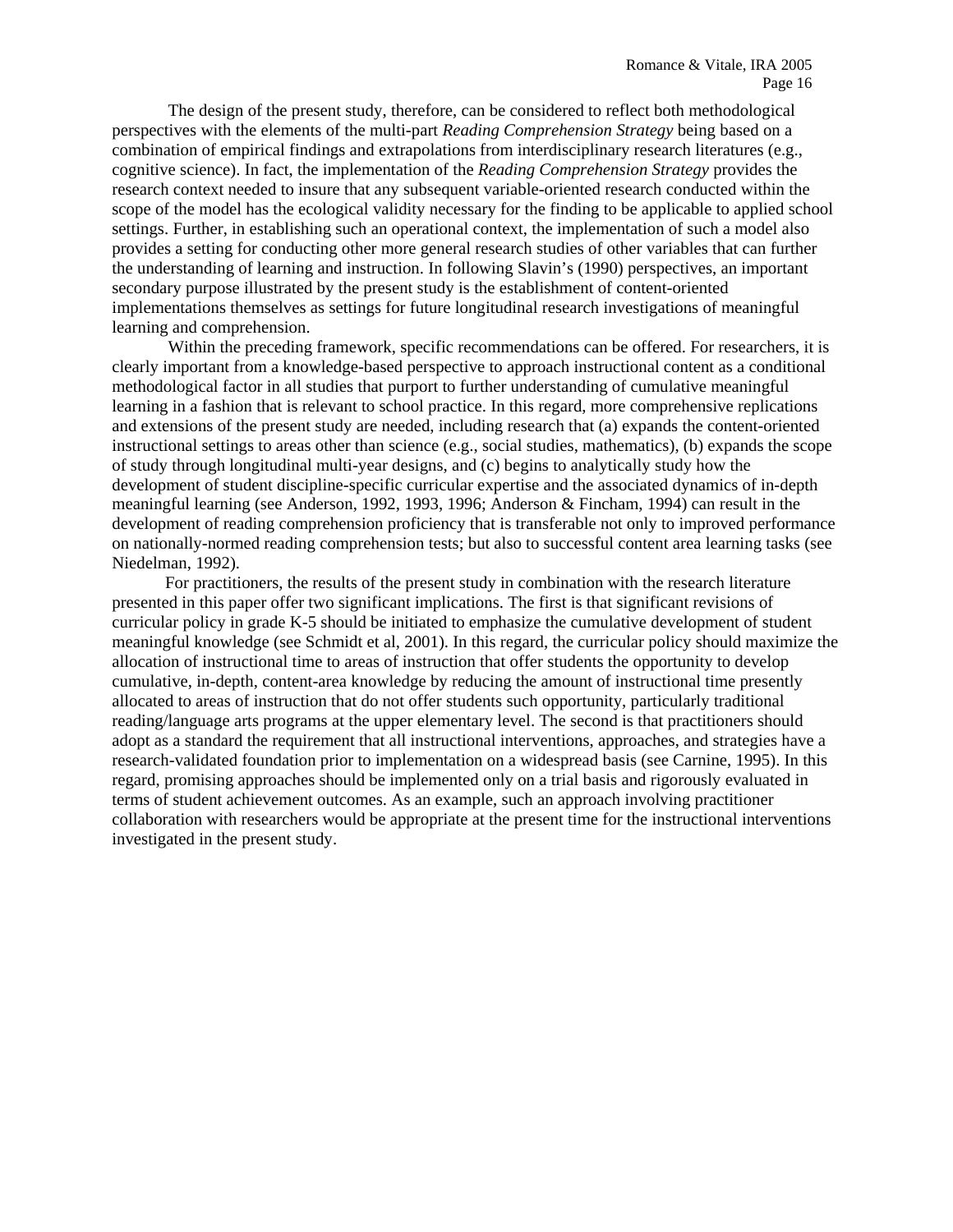The design of the present study, therefore, can be considered to reflect both methodological perspectives with the elements of the multi-part *Reading Comprehension Strategy* being based on a combination of empirical findings and extrapolations from interdisciplinary research literatures (e.g., cognitive science). In fact, the implementation of the *Reading Comprehension Strategy* provides the research context needed to insure that any subsequent variable-oriented research conducted within the scope of the model has the ecological validity necessary for the finding to be applicable to applied school settings. Further, in establishing such an operational context, the implementation of such a model also provides a setting for conducting other more general research studies of other variables that can further the understanding of learning and instruction. In following Slavin's (1990) perspectives, an important secondary purpose illustrated by the present study is the establishment of content-oriented implementations themselves as settings for future longitudinal research investigations of meaningful learning and comprehension.

Within the preceding framework, specific recommendations can be offered. For researchers, it is clearly important from a knowledge-based perspective to approach instructional content as a conditional methodological factor in all studies that purport to further understanding of cumulative meaningful learning in a fashion that is relevant to school practice. In this regard, more comprehensive replications and extensions of the present study are needed, including research that (a) expands the content-oriented instructional settings to areas other than science (e.g., social studies, mathematics), (b) expands the scope of study through longitudinal multi-year designs, and (c) begins to analytically study how the development of student discipline-specific curricular expertise and the associated dynamics of in-depth meaningful learning (see Anderson, 1992, 1993, 1996; Anderson & Fincham, 1994) can result in the development of reading comprehension proficiency that is transferable not only to improved performance on nationally-normed reading comprehension tests; but also to successful content area learning tasks (see Niedelman, 1992).

For practitioners, the results of the present study in combination with the research literature presented in this paper offer two significant implications. The first is that significant revisions of curricular policy in grade K-5 should be initiated to emphasize the cumulative development of student meaningful knowledge (see Schmidt et al, 2001). In this regard, the curricular policy should maximize the allocation of instructional time to areas of instruction that offer students the opportunity to develop cumulative, in-depth, content-area knowledge by reducing the amount of instructional time presently allocated to areas of instruction that do not offer students such opportunity, particularly traditional reading/language arts programs at the upper elementary level. The second is that practitioners should adopt as a standard the requirement that all instructional interventions, approaches, and strategies have a research-validated foundation prior to implementation on a widespread basis (see Carnine, 1995). In this regard, promising approaches should be implemented only on a trial basis and rigorously evaluated in terms of student achievement outcomes. As an example, such an approach involving practitioner collaboration with researchers would be appropriate at the present time for the instructional interventions investigated in the present study.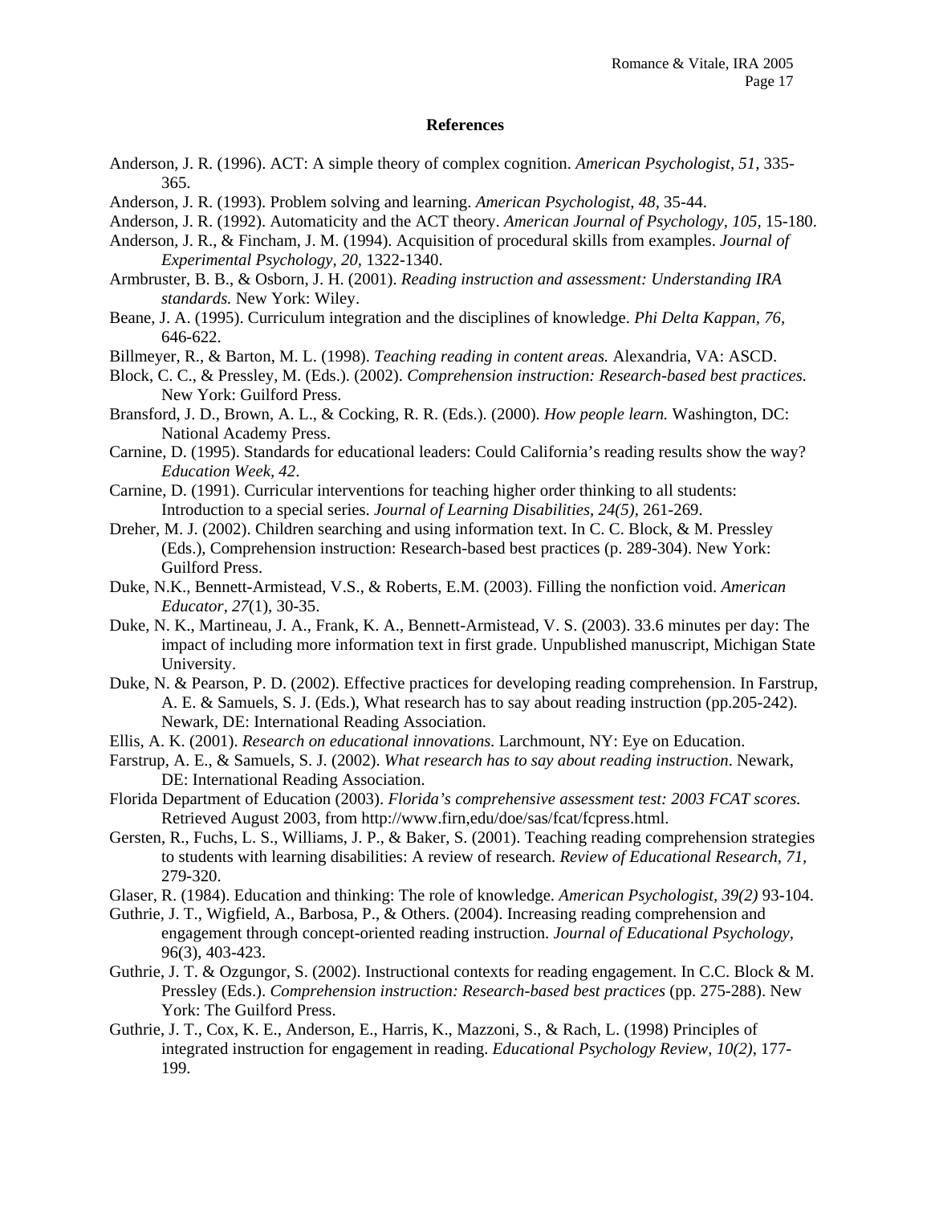**References**

Anderson, J. R. (1996). ACT: A simple theory of complex cognition. *American Psychologist*, *51*, 335-365.

Anderson, J. R. (1993). Problem solving and learning. *American Psychologist*, *48*, 35-44.

Anderson, J. R. (1992). Automaticity and the ACT theory. *American Journal of Psychology*, *105*, 15-180.

Anderson, J. R., & Fincham, J. M. (1994). Acquisition of procedural skills from examples. *Journal of Experimental Psychology*, *20*, 1322-1340.

Armbruster, B. B., & Osborn, J. H. (2001). *Reading instruction and assessment: Understanding IRA standards.* New York: Wiley.

Beane, J. A. (1995). Curriculum integration and the disciplines of knowledge. *Phi Delta Kappan*, *76*, 646-622.

Billmeyer, R., & Barton, M. L. (1998). *Teaching reading in content areas.* Alexandria, VA: ASCD.

Block, C. C., & Pressley, M. (Eds.). (2002). *Comprehension instruction: Research-based best practices.* New York: Guilford Press.

Bransford, J. D., Brown, A. L., & Cocking, R. R. (Eds.). (2000). *How people learn.* Washington, DC: National Academy Press.

Carnine, D. (1995). Standards for educational leaders: Could California's reading results show the way? *Education Week*, *42*.

Carnine, D. (1991). Curricular interventions for teaching higher order thinking to all students: Introduction to a special series. *Journal of Learning Disabilities, 24(5)*, 261-269.

Dreher, M. J. (2002). Children searching and using information text. In C. C. Block, & M. Pressley (Eds.), Comprehension instruction: Research-based best practices (p. 289-304). New York: Guilford Press.

Duke, N.K., Bennett-Armistead, V.S., & Roberts, E.M. (2003). Filling the nonfiction void. *American Educator*, *27*(1), 30-35.

Duke, N. K., Martineau, J. A., Frank, K. A., Bennett-Armistead, V. S. (2003). 33.6 minutes per day: The impact of including more information text in first grade. Unpublished manuscript, Michigan State University.

Duke, N. & Pearson, P. D. (2002). Effective practices for developing reading comprehension. In Farstrup, A. E. & Samuels, S. J. (Eds.), What research has to say about reading instruction (pp.205-242). Newark, DE: International Reading Association.

Ellis, A. K. (2001). *Research on educational innovations.* Larchmount, NY: Eye on Education.

Farstrup, A. E., & Samuels, S. J. (2002). *What research has to say about reading instruction*. Newark, DE: International Reading Association.

Florida Department of Education (2003). *Florida's comprehensive assessment test: 2003 FCAT scores.* Retrieved August 2003, from http://www.firn,edu/doe/sas/fcat/fcpress.html.

Gersten, R., Fuchs, L. S., Williams, J. P., & Baker, S. (2001). Teaching reading comprehension strategies to students with learning disabilities: A review of research. *Review of Educational Research, 71*, 279-320.

Glaser, R. (1984). Education and thinking: The role of knowledge. *American Psychologist, 39(2)* 93-104.

Guthrie, J. T., Wigfield, A., Barbosa, P., & Others. (2004). Increasing reading comprehension and engagement through concept-oriented reading instruction. *Journal of Educational Psychology*, 96(3), 403-423.

Guthrie, J. T. & Ozgungor, S. (2002). Instructional contexts for reading engagement. In C.C. Block & M. Pressley (Eds.). *Comprehension instruction: Research-based best practices* (pp. 275-288). New York: The Guilford Press.

Guthrie, J. T., Cox, K. E., Anderson, E., Harris, K., Mazzoni, S., & Rach, L. (1998) Principles of integrated instruction for engagement in reading. *Educational Psychology Review, 10(2)*, 177-199.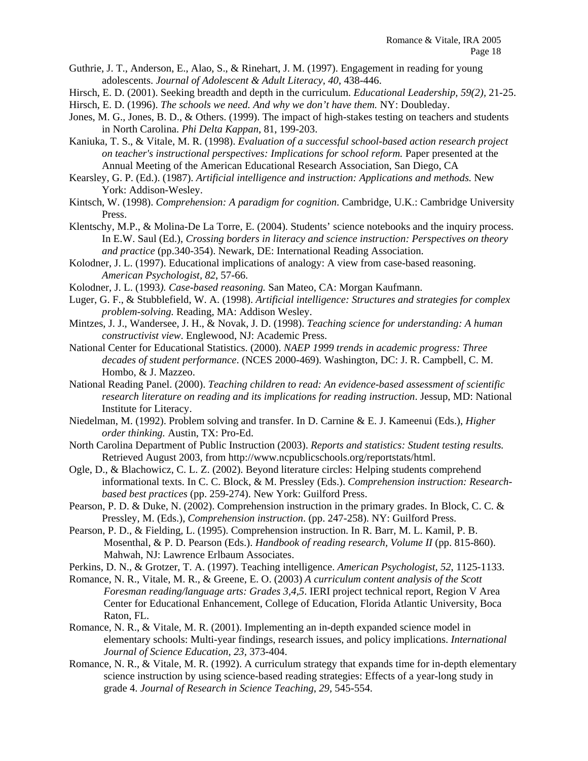Guthrie, J. T., Anderson, E., Alao, S., & Rinehart, J. M. (1997). Engagement in reading for young adolescents. *Journal of Adolescent & Adult Literacy, 40*, 438-446.

Hirsch, E. D. (2001). Seeking breadth and depth in the curriculum. *Educational Leadership, 59(2)*, 21-25.

Hirsch, E. D. (1996). *The schools we need. And why we don't have them.* NY: Doubleday.

Jones, M. G., Jones, B. D., & Others. (1999). The impact of high-stakes testing on teachers and students in North Carolina. *Phi Delta Kappan*, 81, 199-203.

Kaniuka, T. S., & Vitale, M. R. (1998). *Evaluation of a successful school-based action research project on teacher's instructional perspectives: Implications for school reform.* Paper presented at the Annual Meeting of the American Educational Research Association, San Diego, CA

Kearsley, G. P. (Ed.). (1987). *Artificial intelligence and instruction: Applications and methods.* New York: Addison-Wesley.

Kintsch, W. (1998). *Comprehension: A paradigm for cognition*. Cambridge, U.K.: Cambridge University Press.

Klentschy, M.P., & Molina-De La Torre, E. (2004). Students' science notebooks and the inquiry process. In E.W. Saul (Ed.), *Crossing borders in literacy and science instruction: Perspectives on theory and practice* (pp.340-354). Newark, DE: International Reading Association.

Kolodner, J. L. (1997). Educational implications of analogy: A view from case-based reasoning. *American Psychologist, 82*, 57-66.

Kolodner, J. L. (1993*). Case-based reasoning.* San Mateo, CA: Morgan Kaufmann.

Luger, G. F., & Stubblefield, W. A. (1998). *Artificial intelligence: Structures and strategies for complex problem-solving.* Reading, MA: Addison Wesley.

Mintzes, J. J., Wandersee, J. H., & Novak, J. D. (1998). *Teaching science for understanding: A human constructivist view*. Englewood, NJ: Academic Press.

National Center for Educational Statistics. (2000). *NAEP 1999 trends in academic progress: Three decades of student performance*. (NCES 2000-469). Washington, DC: J. R. Campbell, C. M. Hombo, & J. Mazzeo.

National Reading Panel. (2000). *Teaching children to read: An evidence-based assessment of scientific research literature on reading and its implications for reading instruction*. Jessup, MD: National Institute for Literacy.

Niedelman, M. (1992). Problem solving and transfer. In D. Carnine & E. J. Kameenui (Eds.), *Higher order thinking.* Austin, TX: Pro-Ed.

North Carolina Department of Public Instruction (2003). *Reports and statistics: Student testing results.* Retrieved August 2003, from http://www.ncpublicschools.org/reportstats/html.

Ogle, D., & Blachowicz, C. L. Z. (2002). Beyond literature circles: Helping students comprehend informational texts. In C. C. Block, & M. Pressley (Eds.). *Comprehension instruction: Research-based best practices* (pp. 259-274). New York: Guilford Press.

Pearson, P. D. & Duke, N. (2002). Comprehension instruction in the primary grades. In Block, C. C. & Pressley, M. (Eds.), *Comprehension instruction*. (pp. 247-258). NY: Guilford Press.

Pearson, P. D., & Fielding, L. (1995). Comprehension instruction. In R. Barr, M. L. Kamil, P. B. Mosenthal, & P. D. Pearson (Eds.). *Handbook of reading research, Volume II* (pp. 815-860). Mahwah, NJ: Lawrence Erlbaum Associates.

Perkins, D. N., & Grotzer, T. A. (1997). Teaching intelligence. *American Psychologist, 52*, 1125-1133.

Romance, N. R., Vitale, M. R., & Greene, E. O. (2003) *A curriculum content analysis of the Scott Foresman reading/language arts: Grades 3,4,5*. IERI project technical report, Region V Area Center for Educational Enhancement, College of Education, Florida Atlantic University, Boca Raton, FL.

Romance, N. R., & Vitale, M. R. (2001). Implementing an in-depth expanded science model in elementary schools: Multi-year findings, research issues, and policy implications. *International Journal of Science Education, 23*, 373-404.

Romance, N. R., & Vitale, M. R. (1992). A curriculum strategy that expands time for in-depth elementary science instruction by using science-based reading strategies: Effects of a year-long study in grade 4. *Journal of Research in Science Teaching, 29,* 545-554.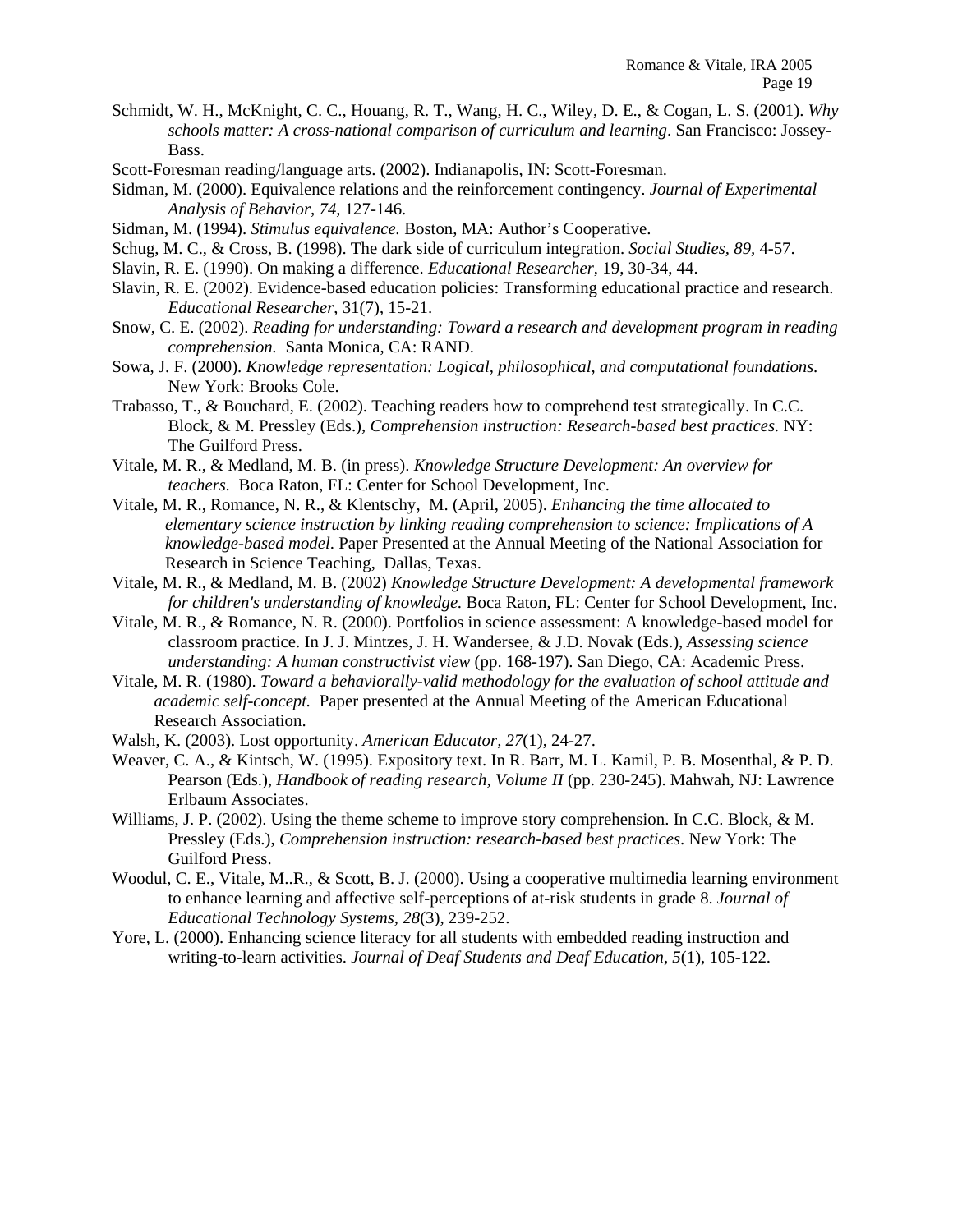Schmidt, W. H., McKnight, C. C., Houang, R. T., Wang, H. C., Wiley, D. E., & Cogan, L. S. (2001). *Why schools matter: A cross-national comparison of curriculum and learning*. San Francisco: Jossey-Bass.

Scott-Foresman reading/language arts. (2002). Indianapolis, IN: Scott-Foresman.

Sidman, M. (2000). Equivalence relations and the reinforcement contingency. *Journal of Experimental Analysis of Behavior, 74,* 127-146.

Sidman, M. (1994). *Stimulus equivalence.* Boston, MA: Author's Cooperative.

Schug, M. C., & Cross, B. (1998). The dark side of curriculum integration. *Social Studies, 89,* 4-57.

Slavin, R. E. (1990). On making a difference. *Educational Researcher*, 19, 30-34, 44.

Slavin, R. E. (2002). Evidence-based education policies: Transforming educational practice and research. *Educational Researcher*, 31(7), 15-21.

Snow, C. E. (2002). *Reading for understanding: Toward a research and development program in reading comprehension.* Santa Monica, CA: RAND.

Sowa, J. F. (2000). *Knowledge representation: Logical, philosophical, and computational foundations.* New York: Brooks Cole.

Trabasso, T., & Bouchard, E. (2002). Teaching readers how to comprehend test strategically. In C.C. Block, & M. Pressley (Eds.), *Comprehension instruction: Research-based best practices.* NY: The Guilford Press.

Vitale, M. R., & Medland, M. B. (in press). *Knowledge Structure Development: An overview for teachers.* Boca Raton, FL: Center for School Development, Inc.

Vitale, M. R., Romance, N. R., & Klentschy, M. (April, 2005). *Enhancing the time allocated to elementary science instruction by linking reading comprehension to science: Implications of A knowledge-based model*. Paper Presented at the Annual Meeting of the National Association for Research in Science Teaching, Dallas, Texas.

Vitale, M. R., & Medland, M. B. (2002) *Knowledge Structure Development: A developmental framework for children's understanding of knowledge.* Boca Raton, FL: Center for School Development, Inc.

Vitale, M. R., & Romance, N. R. (2000). Portfolios in science assessment: A knowledge-based model for classroom practice. In J. J. Mintzes, J. H. Wandersee, & J.D. Novak (Eds.), *Assessing science understanding: A human constructivist view* (pp. 168-197). San Diego, CA: Academic Press.

Vitale, M. R. (1980). *Toward a behaviorally-valid methodology for the evaluation of school attitude and academic self-concept.* Paper presented at the Annual Meeting of the American Educational Research Association.

Walsh, K. (2003). Lost opportunity. *American Educator, 27*(1), 24-27.

Weaver, C. A., & Kintsch, W. (1995). Expository text. In R. Barr, M. L. Kamil, P. B. Mosenthal, & P. D. Pearson (Eds.), *Handbook of reading research, Volume II* (pp. 230-245). Mahwah, NJ: Lawrence Erlbaum Associates.

Williams, J. P. (2002). Using the theme scheme to improve story comprehension. In C.C. Block, & M. Pressley (Eds.), *Comprehension instruction: research-based best practices*. New York: The Guilford Press.

Woodul, C. E., Vitale, M..R., & Scott, B. J. (2000). Using a cooperative multimedia learning environment to enhance learning and affective self-perceptions of at-risk students in grade 8. *Journal of Educational Technology Systems, 28*(3), 239-252.

Yore, L. (2000). Enhancing science literacy for all students with embedded reading instruction and writing-to-learn activities. *Journal of Deaf Students and Deaf Education, 5*(1), 105-122.